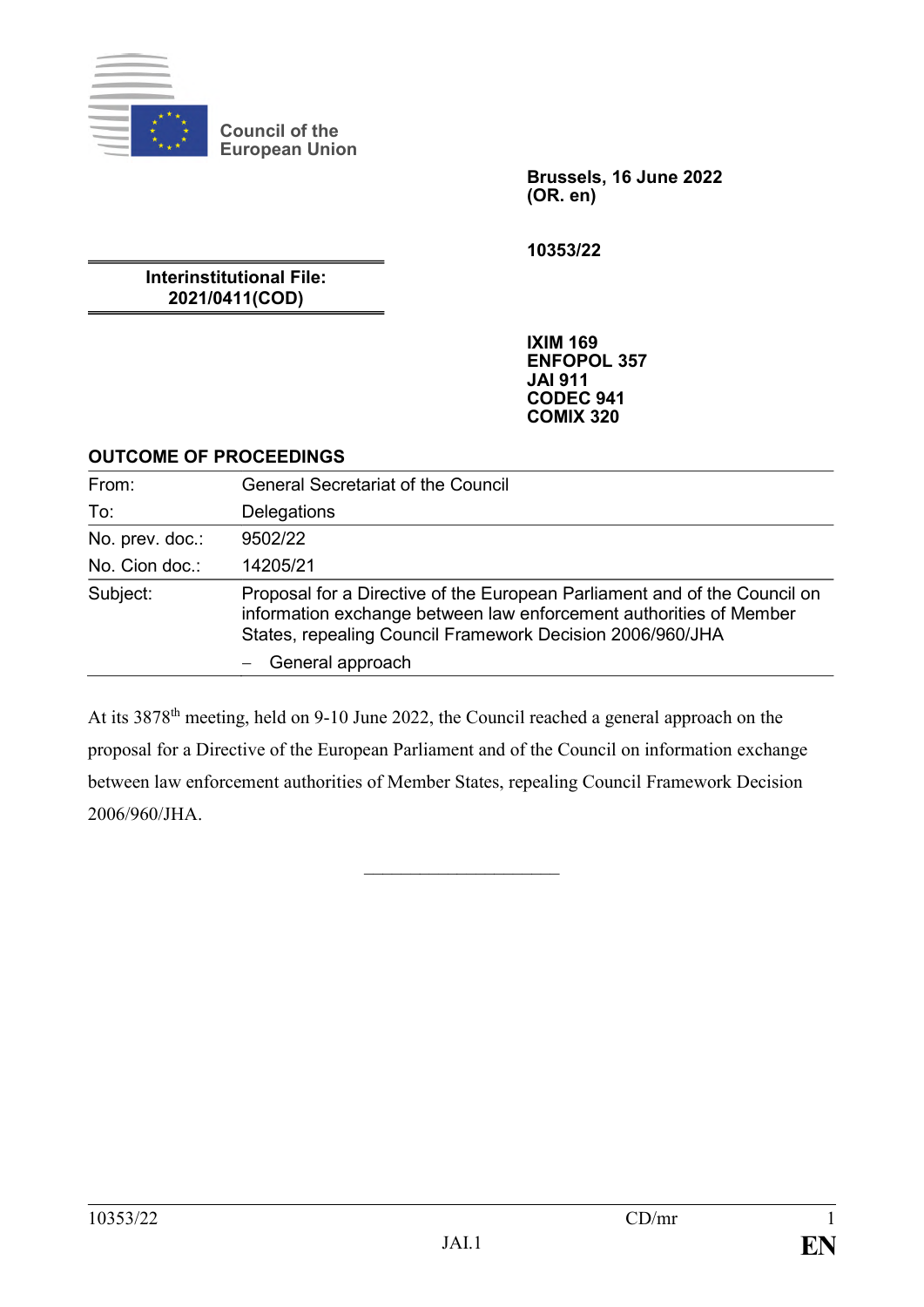Council of the European Union

**Brussels, 16 June 2022 (OR. en)**

**10353/22**

**Interinstitutional File: 2021/0411(COD)**

**IXIM 169**
**ENFOPOL 357**
**JAI 911**
**CODEC 941**
**COMIX 320**

**OUTCOME OF PROCEEDINGS**

| | |
|---|---|
| From: | General Secretariat of the Council |
| To: | Delegations |
| No. prev. doc.: | 9502/22 |
| No. Cion doc.: | 14205/21 |
| Subject: | Proposal for a Directive of the European Parliament and of the Council on information exchange between law enforcement authorities of Member States, repealing Council Framework Decision 2006/960/JHA<br>– General approach |

At its 3878th meeting, held on 9-10 June 2022, the Council reached a general approach on the proposal for a Directive of the European Parliament and of the Council on information exchange between law enforcement authorities of Member States, repealing Council Framework Decision 2006/960/JHA.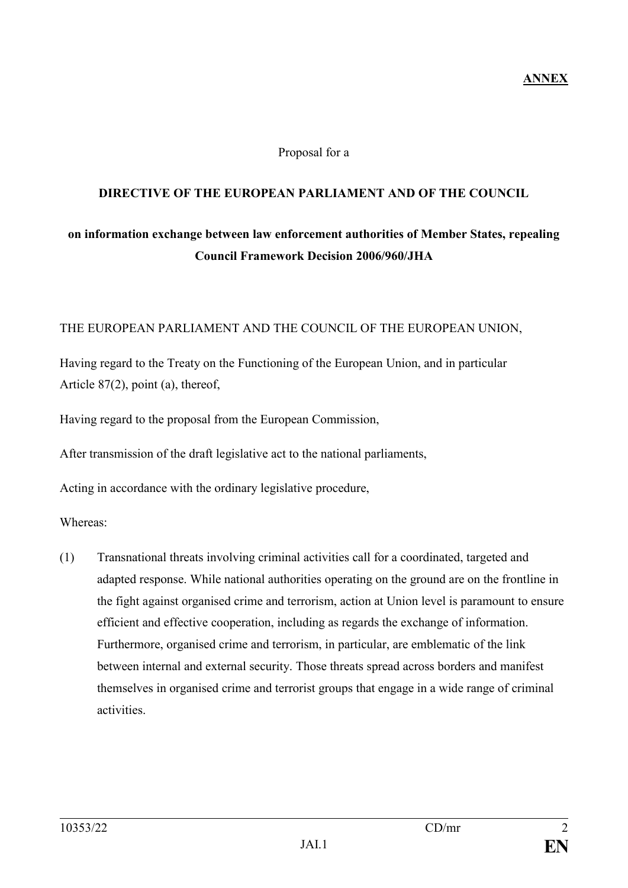**ANNEX**

Proposal for a

**DIRECTIVE OF THE EUROPEAN PARLIAMENT AND OF THE COUNCIL**

**on information exchange between law enforcement authorities of Member States, repealing Council Framework Decision 2006/960/JHA**

THE EUROPEAN PARLIAMENT AND THE COUNCIL OF THE EUROPEAN UNION,

Having regard to the Treaty on the Functioning of the European Union, and in particular Article 87(2), point (a), thereof,

Having regard to the proposal from the European Commission,

After transmission of the draft legislative act to the national parliaments,

Acting in accordance with the ordinary legislative procedure,

Whereas:

(1) Transnational threats involving criminal activities call for a coordinated, targeted and adapted response. While national authorities operating on the ground are on the frontline in the fight against organised crime and terrorism, action at Union level is paramount to ensure efficient and effective cooperation, including as regards the exchange of information. Furthermore, organised crime and terrorism, in particular, are emblematic of the link between internal and external security. Those threats spread across borders and manifest themselves in organised crime and terrorist groups that engage in a wide range of criminal activities.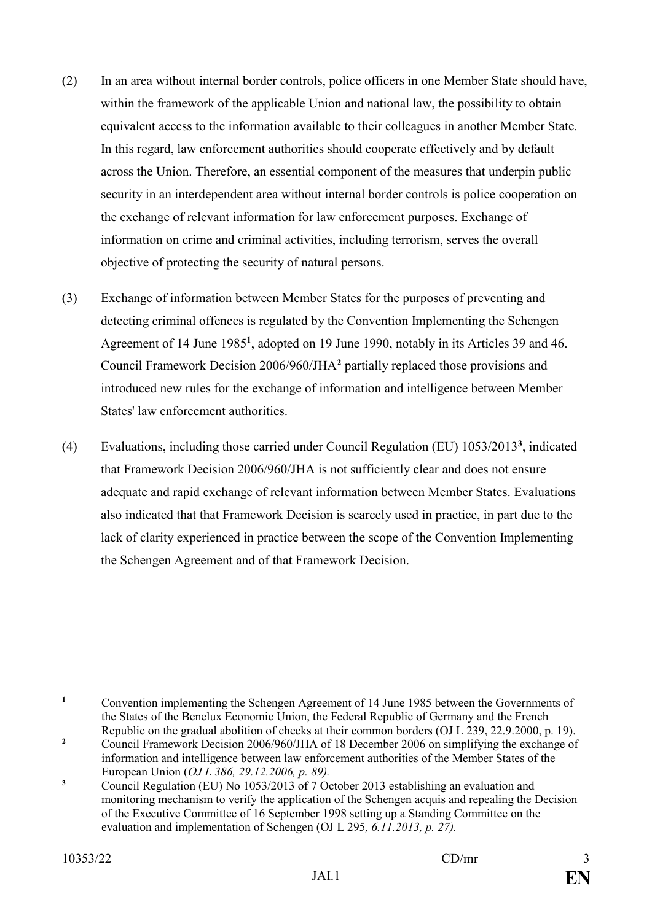(2) In an area without internal border controls, police officers in one Member State should have, within the framework of the applicable Union and national law, the possibility to obtain equivalent access to the information available to their colleagues in another Member State. In this regard, law enforcement authorities should cooperate effectively and by default across the Union. Therefore, an essential component of the measures that underpin public security in an interdependent area without internal border controls is police cooperation on the exchange of relevant information for law enforcement purposes. Exchange of information on crime and criminal activities, including terrorism, serves the overall objective of protecting the security of natural persons.

(3) Exchange of information between Member States for the purposes of preventing and detecting criminal offences is regulated by the Convention Implementing the Schengen Agreement of 14 June 1985[1], adopted on 19 June 1990, notably in its Articles 39 and 46. Council Framework Decision 2006/960/JHA[2] partially replaced those provisions and introduced new rules for the exchange of information and intelligence between Member States' law enforcement authorities.

(4) Evaluations, including those carried under Council Regulation (EU) 1053/2013[3], indicated that Framework Decision 2006/960/JHA is not sufficiently clear and does not ensure adequate and rapid exchange of relevant information between Member States. Evaluations also indicated that that Framework Decision is scarcely used in practice, in part due to the lack of clarity experienced in practice between the scope of the Convention Implementing the Schengen Agreement and of that Framework Decision.

---

[1] Convention implementing the Schengen Agreement of 14 June 1985 between the Governments of the States of the Benelux Economic Union, the Federal Republic of Germany and the French Republic on the gradual abolition of checks at their common borders (OJ L 239, 22.9.2000, p. 19).

[2] Council Framework Decision 2006/960/JHA of 18 December 2006 on simplifying the exchange of information and intelligence between law enforcement authorities of the Member States of the European Union (*OJ L 386, 29.12.2006, p. 89).*

[3] Council Regulation (EU) No 1053/2013 of 7 October 2013 establishing an evaluation and monitoring mechanism to verify the application of the Schengen acquis and repealing the Decision of the Executive Committee of 16 September 1998 setting up a Standing Committee on the evaluation and implementation of Schengen (OJ L 295*, 6.11.2013, p. 27).*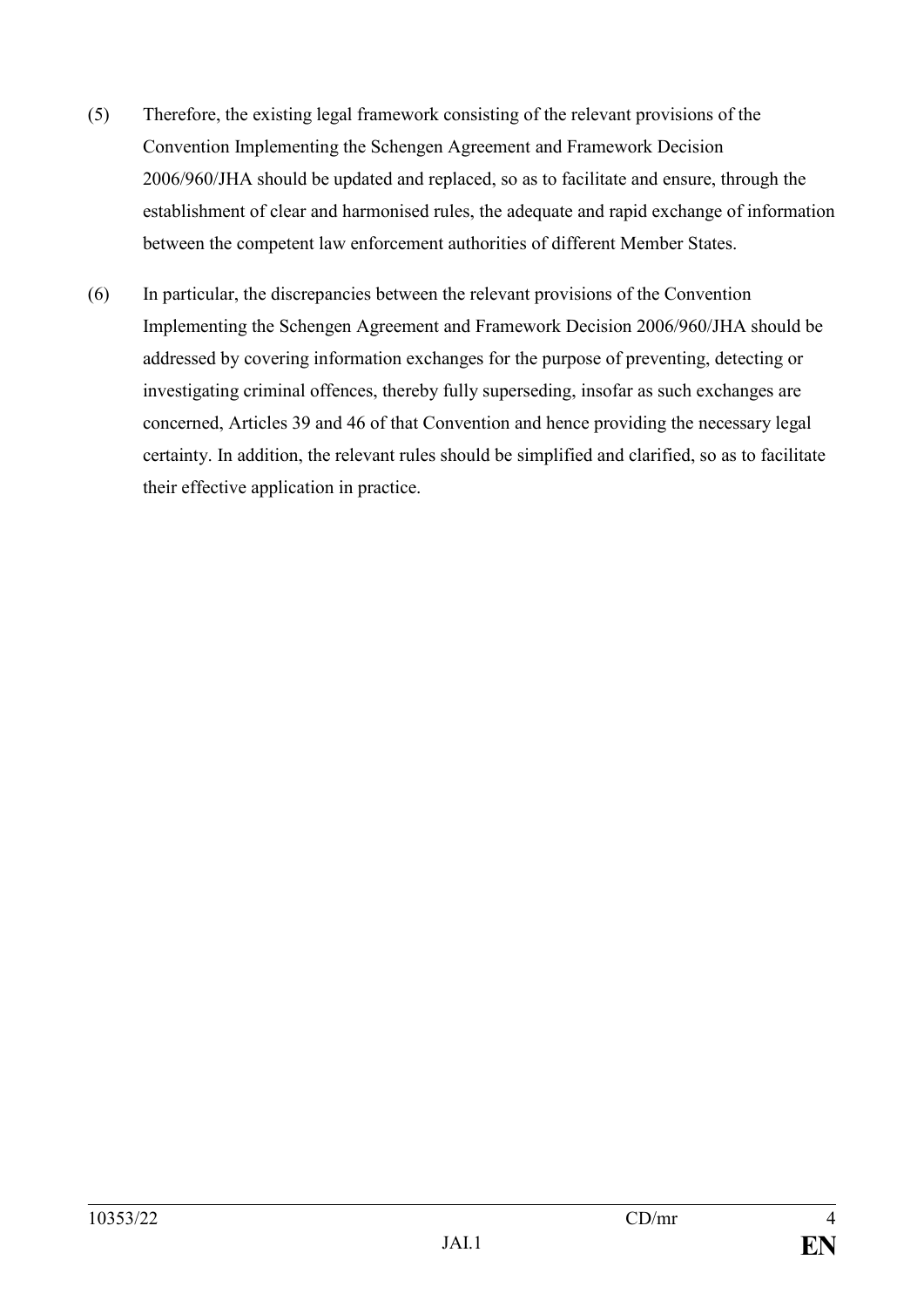(5) Therefore, the existing legal framework consisting of the relevant provisions of the Convention Implementing the Schengen Agreement and Framework Decision 2006/960/JHA should be updated and replaced, so as to facilitate and ensure, through the establishment of clear and harmonised rules, the adequate and rapid exchange of information between the competent law enforcement authorities of different Member States.

(6) In particular, the discrepancies between the relevant provisions of the Convention Implementing the Schengen Agreement and Framework Decision 2006/960/JHA should be addressed by covering information exchanges for the purpose of preventing, detecting or investigating criminal offences, thereby fully superseding, insofar as such exchanges are concerned, Articles 39 and 46 of that Convention and hence providing the necessary legal certainty. In addition, the relevant rules should be simplified and clarified, so as to facilitate their effective application in practice.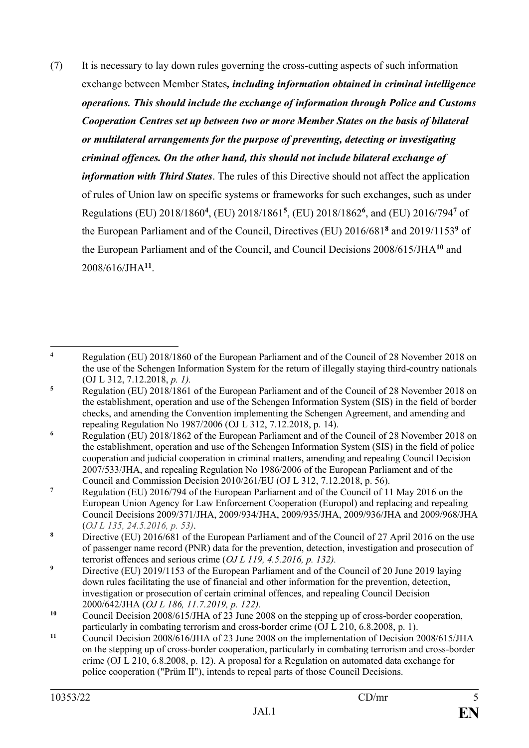(7) It is necessary to lay down rules governing the cross-cutting aspects of such information exchange between Member States***, including information obtained in criminal intelligence operations. This should include the exchange of information through Police and Customs Cooperation Centres set up between two or more Member States on the basis of bilateral or multilateral arrangements for the purpose of preventing, detecting or investigating criminal offences. On the other hand, this should not include bilateral exchange of information with Third States***. The rules of this Directive should not affect the application of rules of Union law on specific systems or frameworks for such exchanges, such as under Regulations (EU) 2018/1860[4], (EU) 2018/1861[5], (EU) 2018/1862[6], and (EU) 2016/794[7] of the European Parliament and of the Council, Directives (EU) 2016/681[8] and 2019/1153[9] of the European Parliament and of the Council, and Council Decisions 2008/615/JHA[10] and 2008/616/JHA[11].

---

[4] Regulation (EU) 2018/1860 of the European Parliament and of the Council of 28 November 2018 on the use of the Schengen Information System for the return of illegally staying third-country nationals (OJ L 312, 7.12.2018, *p. 1).*

[5] Regulation (EU) 2018/1861 of the European Parliament and of the Council of 28 November 2018 on the establishment, operation and use of the Schengen Information System (SIS) in the field of border checks, and amending the Convention implementing the Schengen Agreement, and amending and repealing Regulation No 1987/2006 (OJ L 312, 7.12.2018, p. 14).

[6] Regulation (EU) 2018/1862 of the European Parliament and of the Council of 28 November 2018 on the establishment, operation and use of the Schengen Information System (SIS) in the field of police cooperation and judicial cooperation in criminal matters, amending and repealing Council Decision 2007/533/JHA, and repealing Regulation No 1986/2006 of the European Parliament and of the Council and Commission Decision 2010/261/EU (OJ L 312, 7.12.2018, p. 56).

[7] Regulation (EU) 2016/794 of the European Parliament and of the Council of 11 May 2016 on the European Union Agency for Law Enforcement Cooperation (Europol) and replacing and repealing Council Decisions 2009/371/JHA, 2009/934/JHA, 2009/935/JHA, 2009/936/JHA and 2009/968/JHA (*OJ L 135, 24.5.2016, p. 53)*.

[8] Directive (EU) 2016/681 of the European Parliament and of the Council of 27 April 2016 on the use of passenger name record (PNR) data for the prevention, detection, investigation and prosecution of terrorist offences and serious crime (*OJ L 119, 4.5.2016, p. 132).*

[9] Directive (EU) 2019/1153 of the European Parliament and of the Council of 20 June 2019 laying down rules facilitating the use of financial and other information for the prevention, detection, investigation or prosecution of certain criminal offences, and repealing Council Decision 2000/642/JHA (*OJ L 186, 11.7.2019, p. 122).*

[10] Council Decision 2008/615/JHA of 23 June 2008 on the stepping up of cross-border cooperation, particularly in combating terrorism and cross-border crime (OJ L 210, 6.8.2008, p. 1).

[11] Council Decision 2008/616/JHA of 23 June 2008 on the implementation of Decision 2008/615/JHA on the stepping up of cross-border cooperation, particularly in combating terrorism and cross-border crime (OJ L 210, 6.8.2008, p. 12). A proposal for a Regulation on automated data exchange for police cooperation ("Prüm II"), intends to repeal parts of those Council Decisions.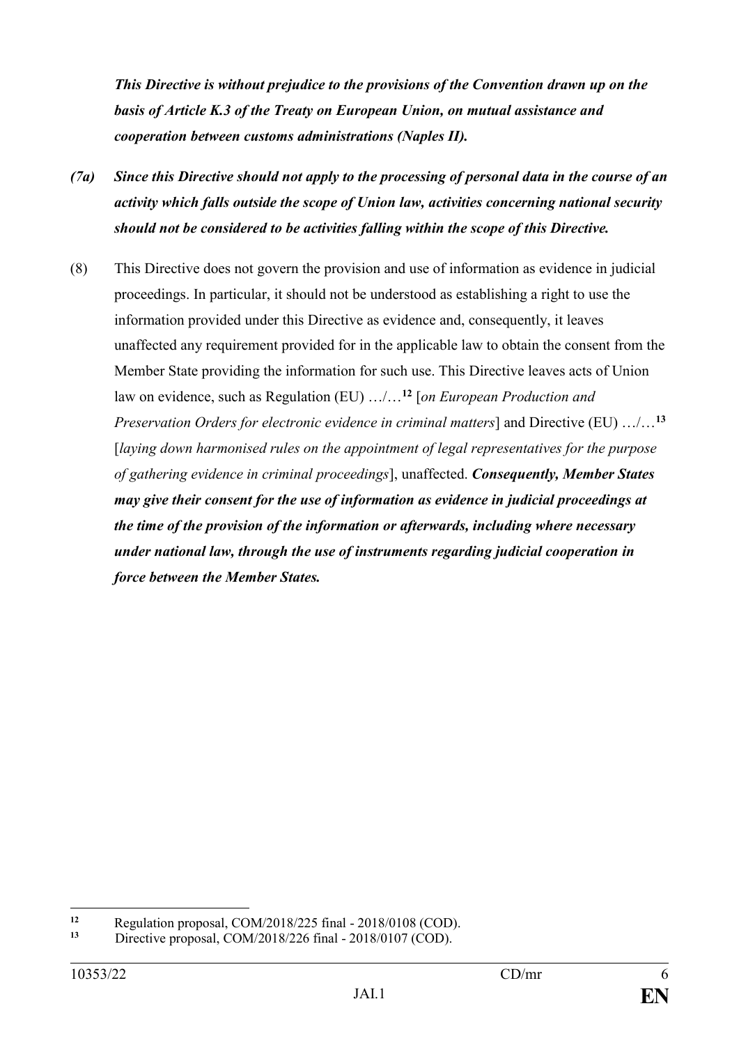***This Directive is without prejudice to the provisions of the Convention drawn up on the basis of Article K.3 of the Treaty on European Union, on mutual assistance and cooperation between customs administrations (Naples II).***

***(7a) Since this Directive should not apply to the processing of personal data in the course of an activity which falls outside the scope of Union law, activities concerning national security should not be considered to be activities falling within the scope of this Directive.***

(8) This Directive does not govern the provision and use of information as evidence in judicial proceedings. In particular, it should not be understood as establishing a right to use the information provided under this Directive as evidence and, consequently, it leaves unaffected any requirement provided for in the applicable law to obtain the consent from the Member State providing the information for such use. This Directive leaves acts of Union law on evidence, such as Regulation (EU) …/…[12] [*on European Production and Preservation Orders for electronic evidence in criminal matters*] and Directive (EU) …/…[13] [*laying down harmonised rules on the appointment of legal representatives for the purpose of gathering evidence in criminal proceedings*], unaffected. ***Consequently, Member States may give their consent for the use of information as evidence in judicial proceedings at the time of the provision of the information or afterwards, including where necessary under national law, through the use of instruments regarding judicial cooperation in force between the Member States.***

---

[12] Regulation proposal, COM/2018/225 final - 2018/0108 (COD).

[13] Directive proposal, COM/2018/226 final - 2018/0107 (COD).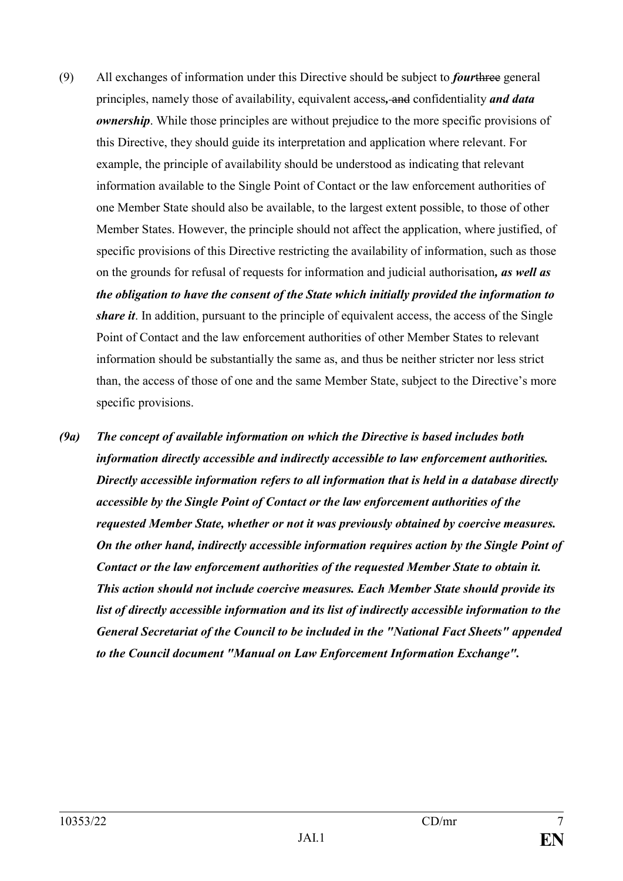(9) All exchanges of information under this Directive should be subject to ***four*** ~~three~~ general principles, namely those of availability, equivalent access***,*** ~~and~~ confidentiality ***and data ownership***. While those principles are without prejudice to the more specific provisions of this Directive, they should guide its interpretation and application where relevant. For example, the principle of availability should be understood as indicating that relevant information available to the Single Point of Contact or the law enforcement authorities of one Member State should also be available, to the largest extent possible, to those of other Member States. However, the principle should not affect the application, where justified, of specific provisions of this Directive restricting the availability of information, such as those on the grounds for refusal of requests for information and judicial authorisation***, as well as the obligation to have the consent of the State which initially provided the information to share it***. In addition, pursuant to the principle of equivalent access, the access of the Single Point of Contact and the law enforcement authorities of other Member States to relevant information should be substantially the same as, and thus be neither stricter nor less strict than, the access of those of one and the same Member State, subject to the Directive's more specific provisions.

***(9a) The concept of available information on which the Directive is based includes both information directly accessible and indirectly accessible to law enforcement authorities. Directly accessible information refers to all information that is held in a database directly accessible by the Single Point of Contact or the law enforcement authorities of the requested Member State, whether or not it was previously obtained by coercive measures. On the other hand, indirectly accessible information requires action by the Single Point of Contact or the law enforcement authorities of the requested Member State to obtain it. This action should not include coercive measures. Each Member State should provide its list of directly accessible information and its list of indirectly accessible information to the General Secretariat of the Council to be included in the "National Fact Sheets" appended to the Council document "Manual on Law Enforcement Information Exchange".***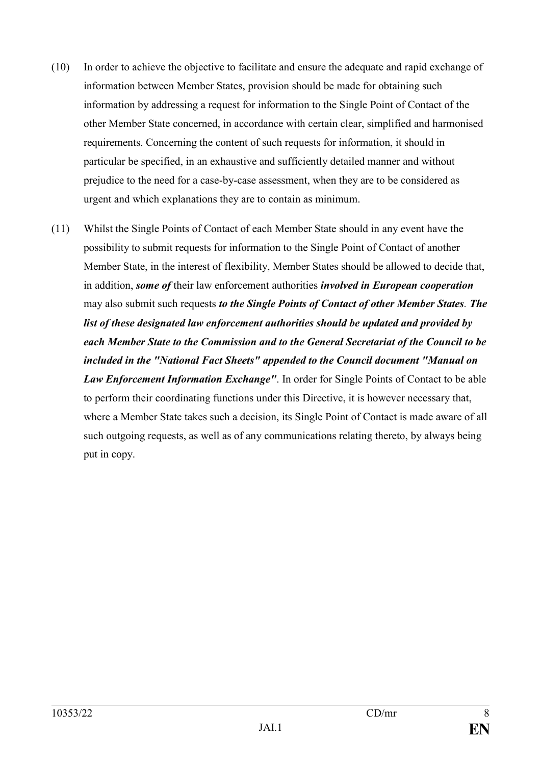(10) In order to achieve the objective to facilitate and ensure the adequate and rapid exchange of information between Member States, provision should be made for obtaining such information by addressing a request for information to the Single Point of Contact of the other Member State concerned, in accordance with certain clear, simplified and harmonised requirements. Concerning the content of such requests for information, it should in particular be specified, in an exhaustive and sufficiently detailed manner and without prejudice to the need for a case-by-case assessment, when they are to be considered as urgent and which explanations they are to contain as minimum.

(11) Whilst the Single Points of Contact of each Member State should in any event have the possibility to submit requests for information to the Single Point of Contact of another Member State, in the interest of flexibility, Member States should be allowed to decide that, in addition, ***some of*** their law enforcement authorities ***involved in European cooperation*** may also submit such requests ***to the Single Points of Contact of other Member States***. ***The list of these designated law enforcement authorities should be updated and provided by each Member State to the Commission and to the General Secretariat of the Council to be included in the "National Fact Sheets" appended to the Council document "Manual on Law Enforcement Information Exchange"***. In order for Single Points of Contact to be able to perform their coordinating functions under this Directive, it is however necessary that, where a Member State takes such a decision, its Single Point of Contact is made aware of all such outgoing requests, as well as of any communications relating thereto, by always being put in copy.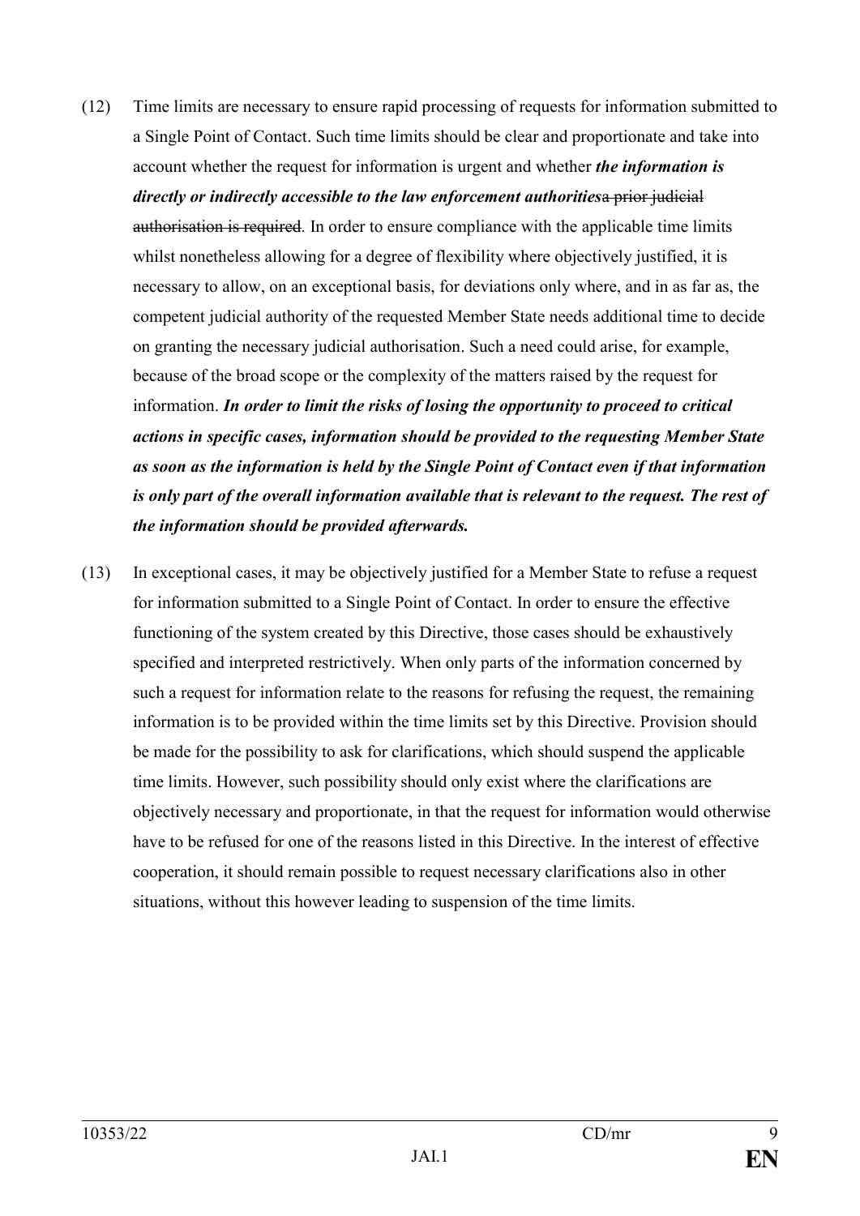(12) Time limits are necessary to ensure rapid processing of requests for information submitted to a Single Point of Contact. Such time limits should be clear and proportionate and take into account whether the request for information is urgent and whether ***the information is directly or indirectly accessible to the law enforcement authorities***~~a prior judicial authorisation is required~~. In order to ensure compliance with the applicable time limits whilst nonetheless allowing for a degree of flexibility where objectively justified, it is necessary to allow, on an exceptional basis, for deviations only where, and in as far as, the competent judicial authority of the requested Member State needs additional time to decide on granting the necessary judicial authorisation. Such a need could arise, for example, because of the broad scope or the complexity of the matters raised by the request for information. ***In order to limit the risks of losing the opportunity to proceed to critical actions in specific cases, information should be provided to the requesting Member State as soon as the information is held by the Single Point of Contact even if that information is only part of the overall information available that is relevant to the request. The rest of the information should be provided afterwards.***

(13) In exceptional cases, it may be objectively justified for a Member State to refuse a request for information submitted to a Single Point of Contact. In order to ensure the effective functioning of the system created by this Directive, those cases should be exhaustively specified and interpreted restrictively. When only parts of the information concerned by such a request for information relate to the reasons for refusing the request, the remaining information is to be provided within the time limits set by this Directive. Provision should be made for the possibility to ask for clarifications, which should suspend the applicable time limits. However, such possibility should only exist where the clarifications are objectively necessary and proportionate, in that the request for information would otherwise have to be refused for one of the reasons listed in this Directive. In the interest of effective cooperation, it should remain possible to request necessary clarifications also in other situations, without this however leading to suspension of the time limits.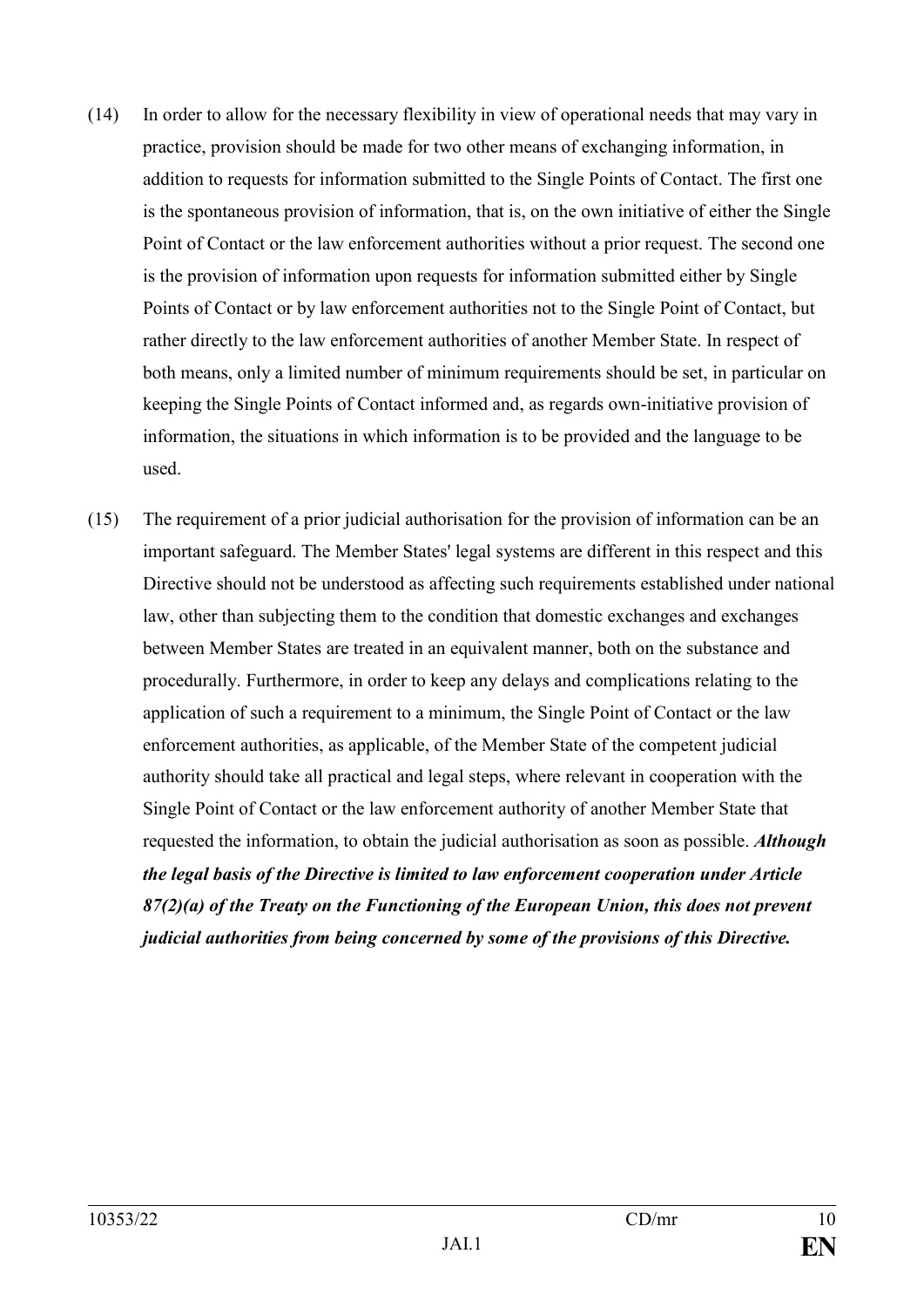(14) In order to allow for the necessary flexibility in view of operational needs that may vary in practice, provision should be made for two other means of exchanging information, in addition to requests for information submitted to the Single Points of Contact. The first one is the spontaneous provision of information, that is, on the own initiative of either the Single Point of Contact or the law enforcement authorities without a prior request. The second one is the provision of information upon requests for information submitted either by Single Points of Contact or by law enforcement authorities not to the Single Point of Contact, but rather directly to the law enforcement authorities of another Member State. In respect of both means, only a limited number of minimum requirements should be set, in particular on keeping the Single Points of Contact informed and, as regards own-initiative provision of information, the situations in which information is to be provided and the language to be used.

(15) The requirement of a prior judicial authorisation for the provision of information can be an important safeguard. The Member States' legal systems are different in this respect and this Directive should not be understood as affecting such requirements established under national law, other than subjecting them to the condition that domestic exchanges and exchanges between Member States are treated in an equivalent manner, both on the substance and procedurally. Furthermore, in order to keep any delays and complications relating to the application of such a requirement to a minimum, the Single Point of Contact or the law enforcement authorities, as applicable, of the Member State of the competent judicial authority should take all practical and legal steps, where relevant in cooperation with the Single Point of Contact or the law enforcement authority of another Member State that requested the information, to obtain the judicial authorisation as soon as possible. ***Although the legal basis of the Directive is limited to law enforcement cooperation under Article 87(2)(a) of the Treaty on the Functioning of the European Union, this does not prevent judicial authorities from being concerned by some of the provisions of this Directive.***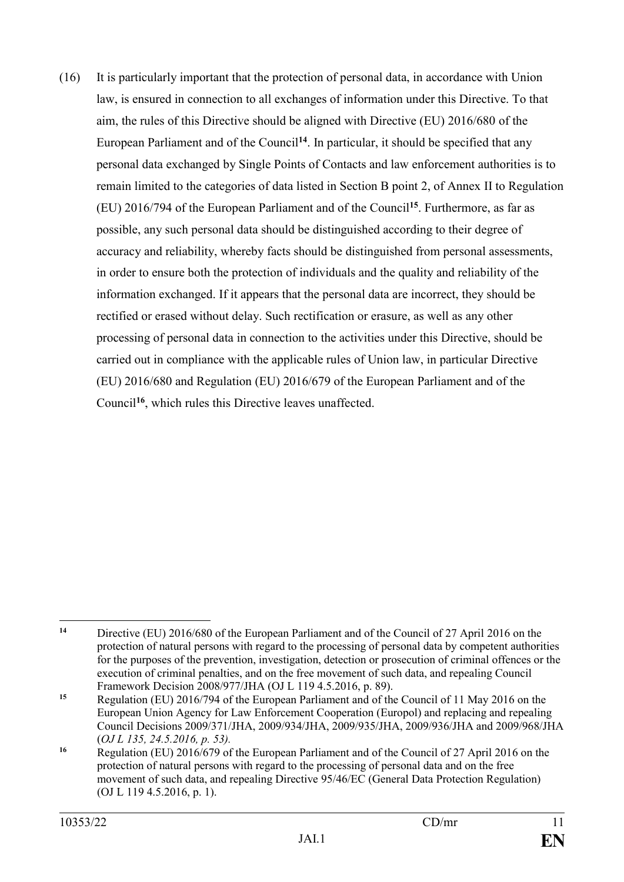(16) It is particularly important that the protection of personal data, in accordance with Union law, is ensured in connection to all exchanges of information under this Directive. To that aim, the rules of this Directive should be aligned with Directive (EU) 2016/680 of the European Parliament and of the Council[14]. In particular, it should be specified that any personal data exchanged by Single Points of Contacts and law enforcement authorities is to remain limited to the categories of data listed in Section B point 2, of Annex II to Regulation (EU) 2016/794 of the European Parliament and of the Council[15]. Furthermore, as far as possible, any such personal data should be distinguished according to their degree of accuracy and reliability, whereby facts should be distinguished from personal assessments, in order to ensure both the protection of individuals and the quality and reliability of the information exchanged. If it appears that the personal data are incorrect, they should be rectified or erased without delay. Such rectification or erasure, as well as any other processing of personal data in connection to the activities under this Directive, should be carried out in compliance with the applicable rules of Union law, in particular Directive (EU) 2016/680 and Regulation (EU) 2016/679 of the European Parliament and of the Council[16], which rules this Directive leaves unaffected.

---

[14] Directive (EU) 2016/680 of the European Parliament and of the Council of 27 April 2016 on the protection of natural persons with regard to the processing of personal data by competent authorities for the purposes of the prevention, investigation, detection or prosecution of criminal offences or the execution of criminal penalties, and on the free movement of such data, and repealing Council Framework Decision 2008/977/JHA (OJ L 119 4.5.2016, p. 89).

[15] Regulation (EU) 2016/794 of the European Parliament and of the Council of 11 May 2016 on the European Union Agency for Law Enforcement Cooperation (Europol) and replacing and repealing Council Decisions 2009/371/JHA, 2009/934/JHA, 2009/935/JHA, 2009/936/JHA and 2009/968/JHA (*OJ L 135, 24.5.2016, p. 53).*

[16] Regulation (EU) 2016/679 of the European Parliament and of the Council of 27 April 2016 on the protection of natural persons with regard to the processing of personal data and on the free movement of such data, and repealing Directive 95/46/EC (General Data Protection Regulation) (OJ L 119 4.5.2016, p. 1).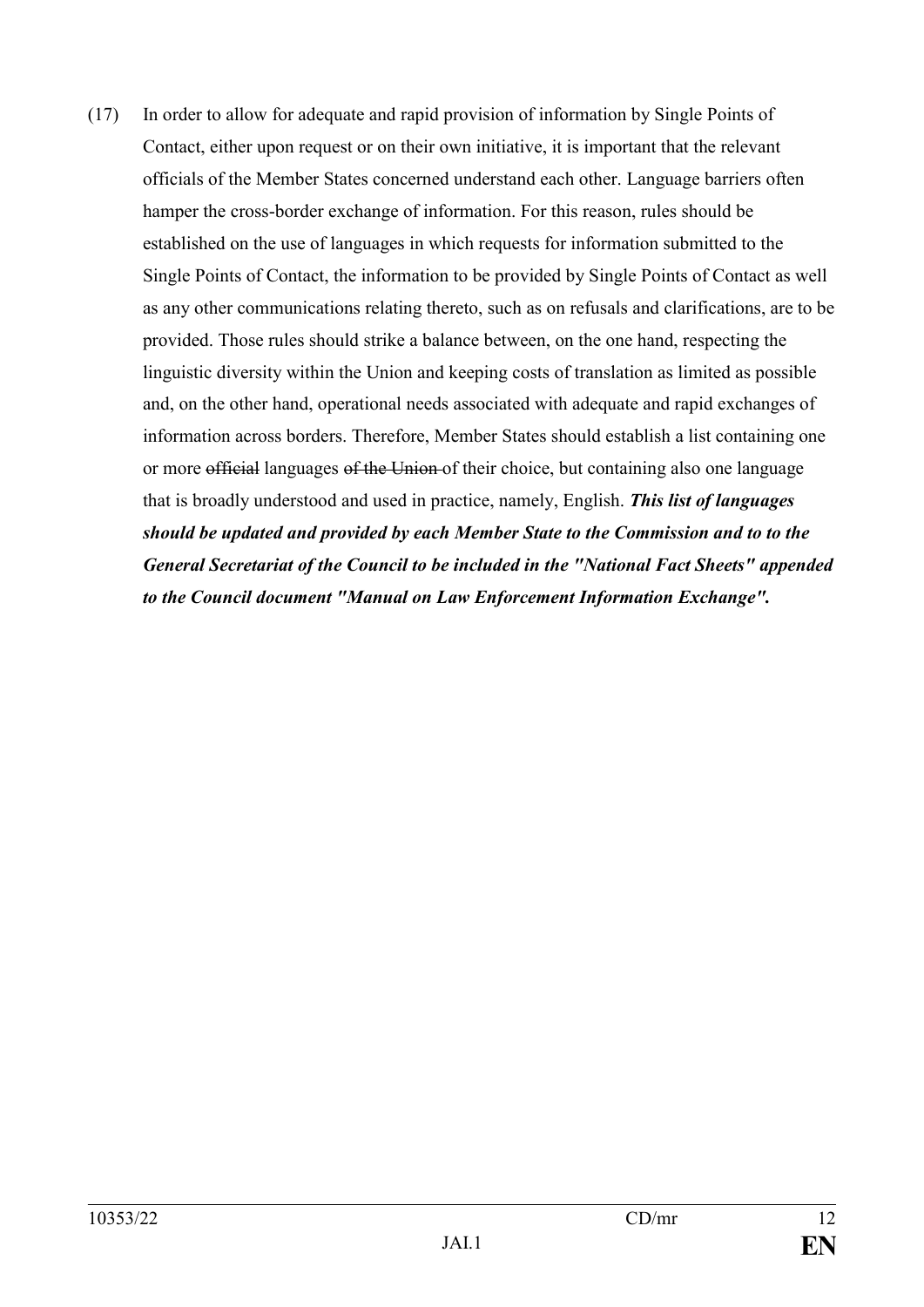(17) In order to allow for adequate and rapid provision of information by Single Points of Contact, either upon request or on their own initiative, it is important that the relevant officials of the Member States concerned understand each other. Language barriers often hamper the cross-border exchange of information. For this reason, rules should be established on the use of languages in which requests for information submitted to the Single Points of Contact, the information to be provided by Single Points of Contact as well as any other communications relating thereto, such as on refusals and clarifications, are to be provided. Those rules should strike a balance between, on the one hand, respecting the linguistic diversity within the Union and keeping costs of translation as limited as possible and, on the other hand, operational needs associated with adequate and rapid exchanges of information across borders. Therefore, Member States should establish a list containing one or more ~~official~~ languages ~~of the Union~~ of their choice, but containing also one language that is broadly understood and used in practice, namely, English. ***This list of languages should be updated and provided by each Member State to the Commission and to to the General Secretariat of the Council to be included in the "National Fact Sheets" appended to the Council document "Manual on Law Enforcement Information Exchange".***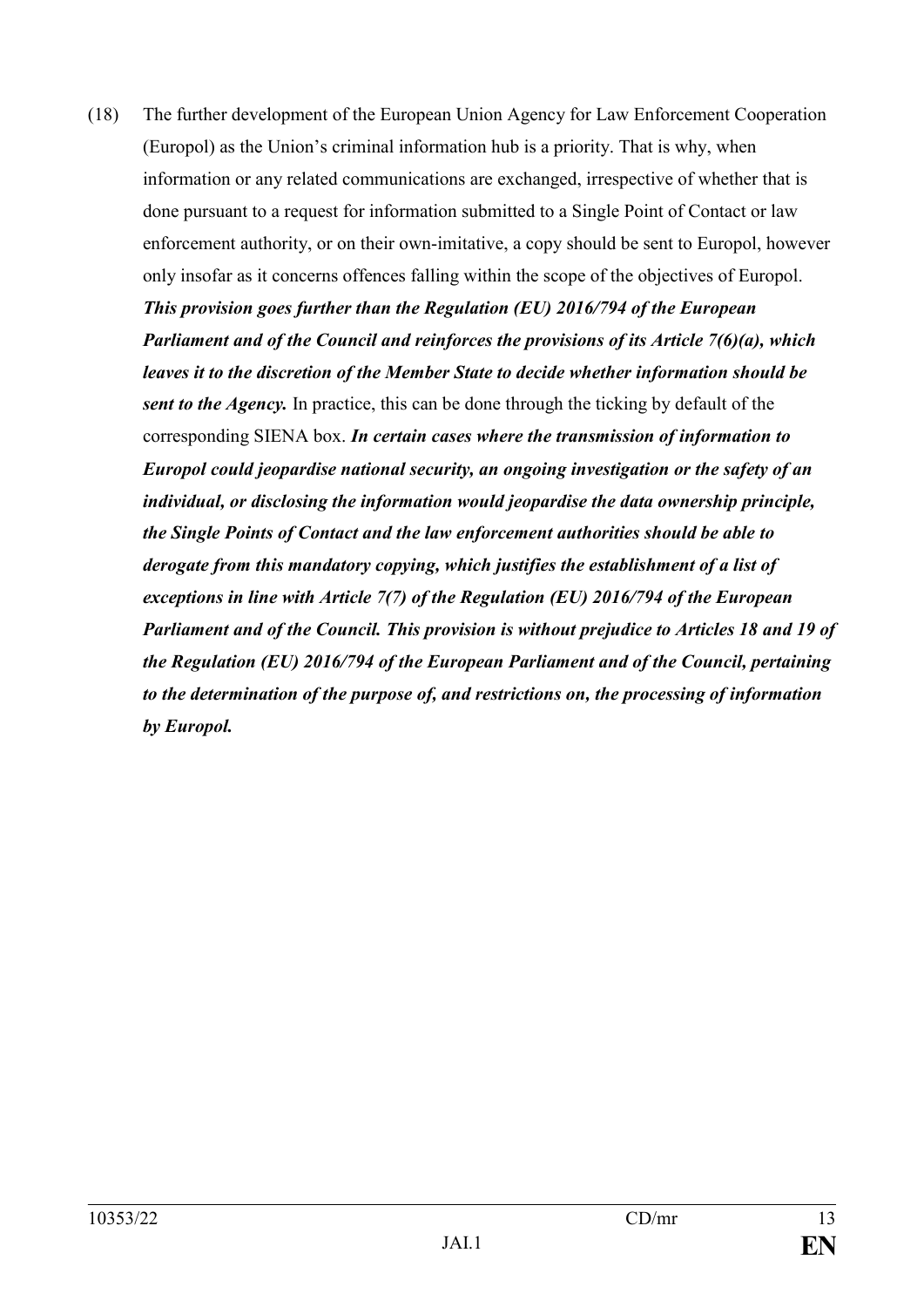(18) The further development of the European Union Agency for Law Enforcement Cooperation (Europol) as the Union's criminal information hub is a priority. That is why, when information or any related communications are exchanged, irrespective of whether that is done pursuant to a request for information submitted to a Single Point of Contact or law enforcement authority, or on their own-imitative, a copy should be sent to Europol, however only insofar as it concerns offences falling within the scope of the objectives of Europol. ***This provision goes further than the Regulation (EU) 2016/794 of the European Parliament and of the Council and reinforces the provisions of its Article 7(6)(a), which leaves it to the discretion of the Member State to decide whether information should be sent to the Agency.*** In practice, this can be done through the ticking by default of the corresponding SIENA box. ***In certain cases where the transmission of information to Europol could jeopardise national security, an ongoing investigation or the safety of an individual, or disclosing the information would jeopardise the data ownership principle, the Single Points of Contact and the law enforcement authorities should be able to derogate from this mandatory copying, which justifies the establishment of a list of exceptions in line with Article 7(7) of the Regulation (EU) 2016/794 of the European Parliament and of the Council. This provision is without prejudice to Articles 18 and 19 of the Regulation (EU) 2016/794 of the European Parliament and of the Council, pertaining to the determination of the purpose of, and restrictions on, the processing of information by Europol.***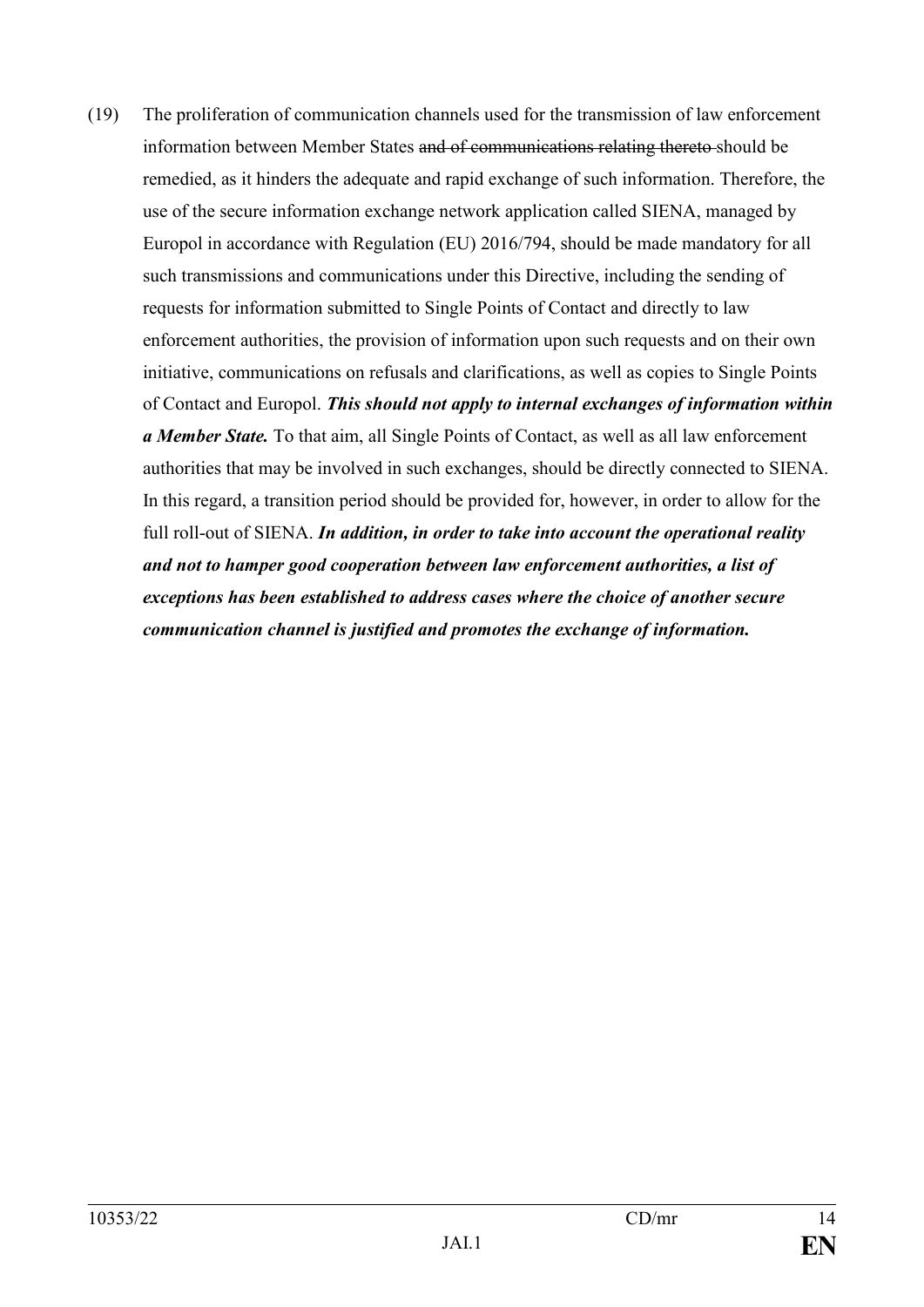(19) The proliferation of communication channels used for the transmission of law enforcement information between Member States ~~and of communications relating thereto~~ should be remedied, as it hinders the adequate and rapid exchange of such information. Therefore, the use of the secure information exchange network application called SIENA, managed by Europol in accordance with Regulation (EU) 2016/794, should be made mandatory for all such transmissions and communications under this Directive, including the sending of requests for information submitted to Single Points of Contact and directly to law enforcement authorities, the provision of information upon such requests and on their own initiative, communications on refusals and clarifications, as well as copies to Single Points of Contact and Europol. ***This should not apply to internal exchanges of information within a Member State.*** To that aim, all Single Points of Contact, as well as all law enforcement authorities that may be involved in such exchanges, should be directly connected to SIENA. In this regard, a transition period should be provided for, however, in order to allow for the full roll-out of SIENA. ***In addition, in order to take into account the operational reality and not to hamper good cooperation between law enforcement authorities, a list of exceptions has been established to address cases where the choice of another secure communication channel is justified and promotes the exchange of information.***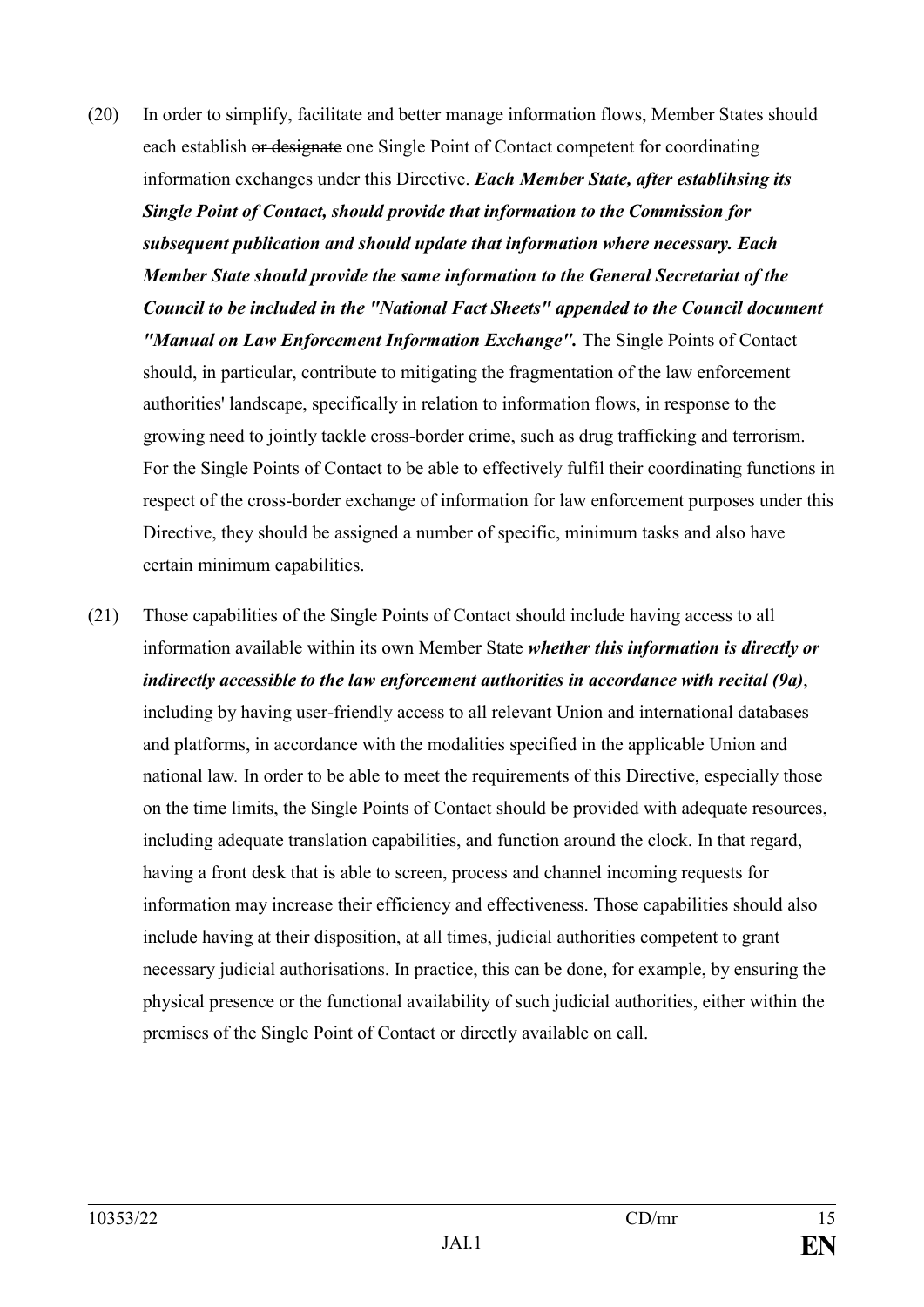(20) In order to simplify, facilitate and better manage information flows, Member States should each establish ~~or designate~~ one Single Point of Contact competent for coordinating information exchanges under this Directive. ***Each Member State, after establihsing its Single Point of Contact, should provide that information to the Commission for subsequent publication and should update that information where necessary. Each Member State should provide the same information to the General Secretariat of the Council to be included in the "National Fact Sheets" appended to the Council document "Manual on Law Enforcement Information Exchange".*** The Single Points of Contact should, in particular, contribute to mitigating the fragmentation of the law enforcement authorities' landscape, specifically in relation to information flows, in response to the growing need to jointly tackle cross-border crime, such as drug trafficking and terrorism. For the Single Points of Contact to be able to effectively fulfil their coordinating functions in respect of the cross-border exchange of information for law enforcement purposes under this Directive, they should be assigned a number of specific, minimum tasks and also have certain minimum capabilities.

(21) Those capabilities of the Single Points of Contact should include having access to all information available within its own Member State ***whether this information is directly or indirectly accessible to the law enforcement authorities in accordance with recital (9a)***, including by having user-friendly access to all relevant Union and international databases and platforms, in accordance with the modalities specified in the applicable Union and national law. In order to be able to meet the requirements of this Directive, especially those on the time limits, the Single Points of Contact should be provided with adequate resources, including adequate translation capabilities, and function around the clock. In that regard, having a front desk that is able to screen, process and channel incoming requests for information may increase their efficiency and effectiveness. Those capabilities should also include having at their disposition, at all times, judicial authorities competent to grant necessary judicial authorisations. In practice, this can be done, for example, by ensuring the physical presence or the functional availability of such judicial authorities, either within the premises of the Single Point of Contact or directly available on call.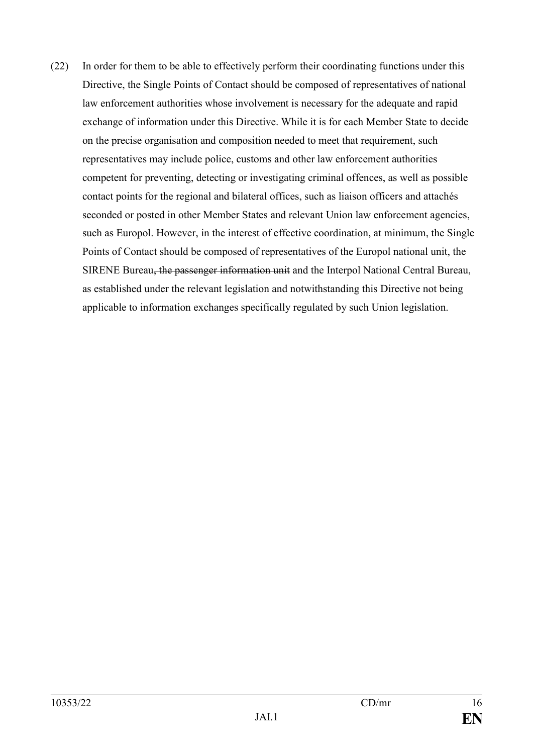(22) In order for them to be able to effectively perform their coordinating functions under this Directive, the Single Points of Contact should be composed of representatives of national law enforcement authorities whose involvement is necessary for the adequate and rapid exchange of information under this Directive. While it is for each Member State to decide on the precise organisation and composition needed to meet that requirement, such representatives may include police, customs and other law enforcement authorities competent for preventing, detecting or investigating criminal offences, as well as possible contact points for the regional and bilateral offices, such as liaison officers and attachés seconded or posted in other Member States and relevant Union law enforcement agencies, such as Europol. However, in the interest of effective coordination, at minimum, the Single Points of Contact should be composed of representatives of the Europol national unit, the SIRENE Bureau~~, the passenger information unit~~ and the Interpol National Central Bureau, as established under the relevant legislation and notwithstanding this Directive not being applicable to information exchanges specifically regulated by such Union legislation.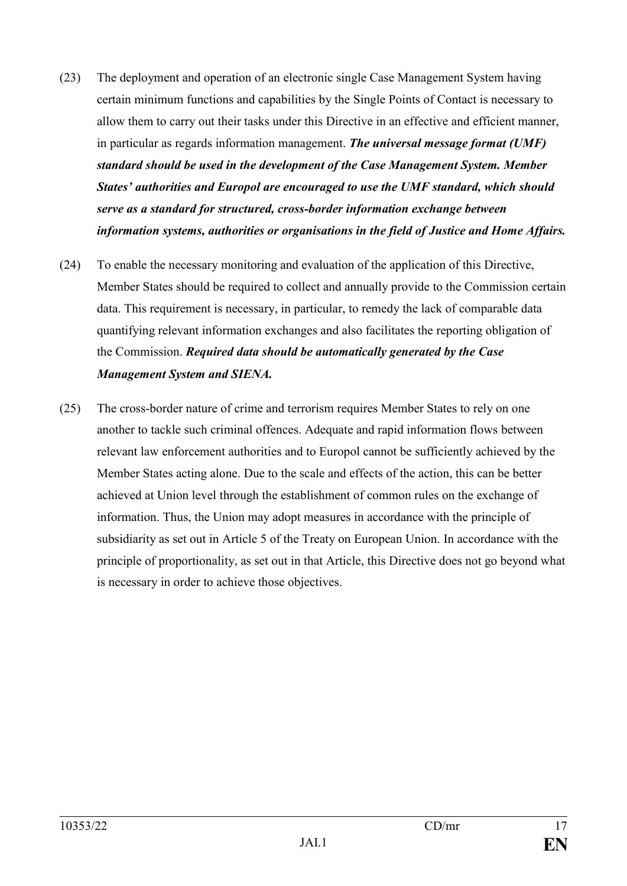(23) The deployment and operation of an electronic single Case Management System having certain minimum functions and capabilities by the Single Points of Contact is necessary to allow them to carry out their tasks under this Directive in an effective and efficient manner, in particular as regards information management. ***The universal message format (UMF) standard should be used in the development of the Case Management System. Member States' authorities and Europol are encouraged to use the UMF standard, which should serve as a standard for structured, cross-border information exchange between information systems, authorities or organisations in the field of Justice and Home Affairs.***

(24) To enable the necessary monitoring and evaluation of the application of this Directive, Member States should be required to collect and annually provide to the Commission certain data. This requirement is necessary, in particular, to remedy the lack of comparable data quantifying relevant information exchanges and also facilitates the reporting obligation of the Commission. ***Required data should be automatically generated by the Case Management System and SIENA.***

(25) The cross-border nature of crime and terrorism requires Member States to rely on one another to tackle such criminal offences. Adequate and rapid information flows between relevant law enforcement authorities and to Europol cannot be sufficiently achieved by the Member States acting alone. Due to the scale and effects of the action, this can be better achieved at Union level through the establishment of common rules on the exchange of information. Thus, the Union may adopt measures in accordance with the principle of subsidiarity as set out in Article 5 of the Treaty on European Union. In accordance with the principle of proportionality, as set out in that Article, this Directive does not go beyond what is necessary in order to achieve those objectives.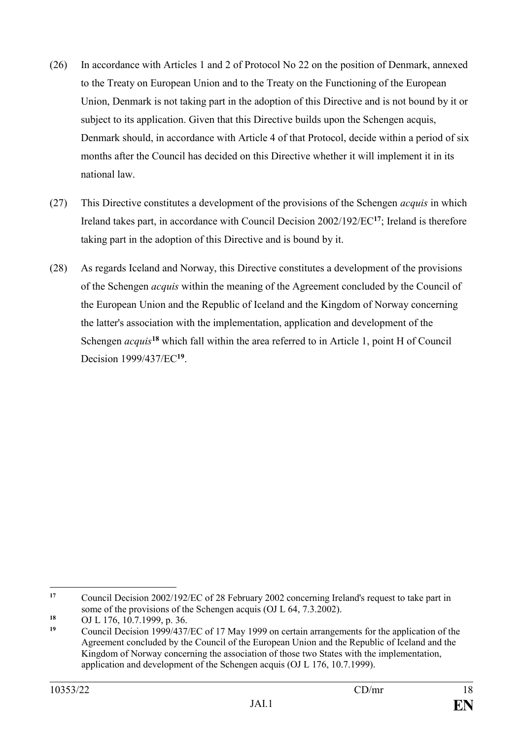(26) In accordance with Articles 1 and 2 of Protocol No 22 on the position of Denmark, annexed to the Treaty on European Union and to the Treaty on the Functioning of the European Union, Denmark is not taking part in the adoption of this Directive and is not bound by it or subject to its application. Given that this Directive builds upon the Schengen acquis, Denmark should, in accordance with Article 4 of that Protocol, decide within a period of six months after the Council has decided on this Directive whether it will implement it in its national law.

(27) This Directive constitutes a development of the provisions of the Schengen *acquis* in which Ireland takes part, in accordance with Council Decision 2002/192/EC[17]; Ireland is therefore taking part in the adoption of this Directive and is bound by it.

(28) As regards Iceland and Norway, this Directive constitutes a development of the provisions of the Schengen *acquis* within the meaning of the Agreement concluded by the Council of the European Union and the Republic of Iceland and the Kingdom of Norway concerning the latter's association with the implementation, application and development of the Schengen *acquis*[18] which fall within the area referred to in Article 1, point H of Council Decision 1999/437/EC[19].

---

[17] Council Decision 2002/192/EC of 28 February 2002 concerning Ireland's request to take part in some of the provisions of the Schengen acquis (OJ L 64, 7.3.2002).

[18] OJ L 176, 10.7.1999, p. 36.

[19] Council Decision 1999/437/EC of 17 May 1999 on certain arrangements for the application of the Agreement concluded by the Council of the European Union and the Republic of Iceland and the Kingdom of Norway concerning the association of those two States with the implementation, application and development of the Schengen acquis (OJ L 176, 10.7.1999).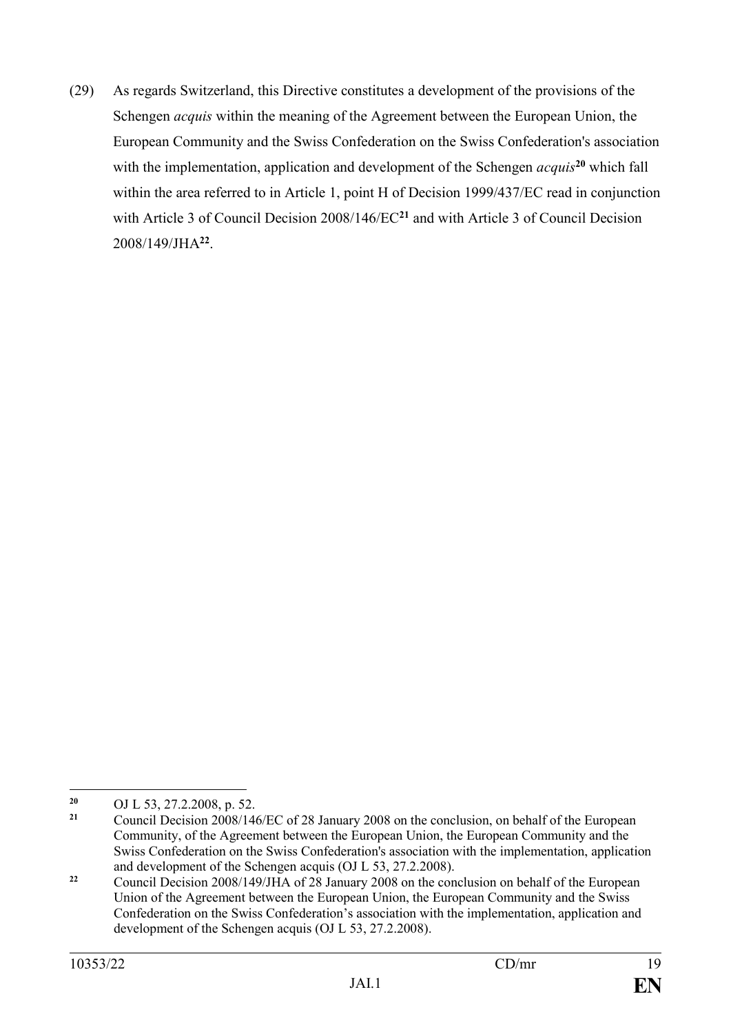(29) As regards Switzerland, this Directive constitutes a development of the provisions of the Schengen *acquis* within the meaning of the Agreement between the European Union, the European Community and the Swiss Confederation on the Swiss Confederation's association with the implementation, application and development of the Schengen *acquis*[20] which fall within the area referred to in Article 1, point H of Decision 1999/437/EC read in conjunction with Article 3 of Council Decision 2008/146/EC[21] and with Article 3 of Council Decision 2008/149/JHA[22].

---

[20] OJ L 53, 27.2.2008, p. 52.

[21] Council Decision 2008/146/EC of 28 January 2008 on the conclusion, on behalf of the European Community, of the Agreement between the European Union, the European Community and the Swiss Confederation on the Swiss Confederation's association with the implementation, application and development of the Schengen acquis (OJ L 53, 27.2.2008).

[22] Council Decision 2008/149/JHA of 28 January 2008 on the conclusion on behalf of the European Union of the Agreement between the European Union, the European Community and the Swiss Confederation on the Swiss Confederation's association with the implementation, application and development of the Schengen acquis (OJ L 53, 27.2.2008).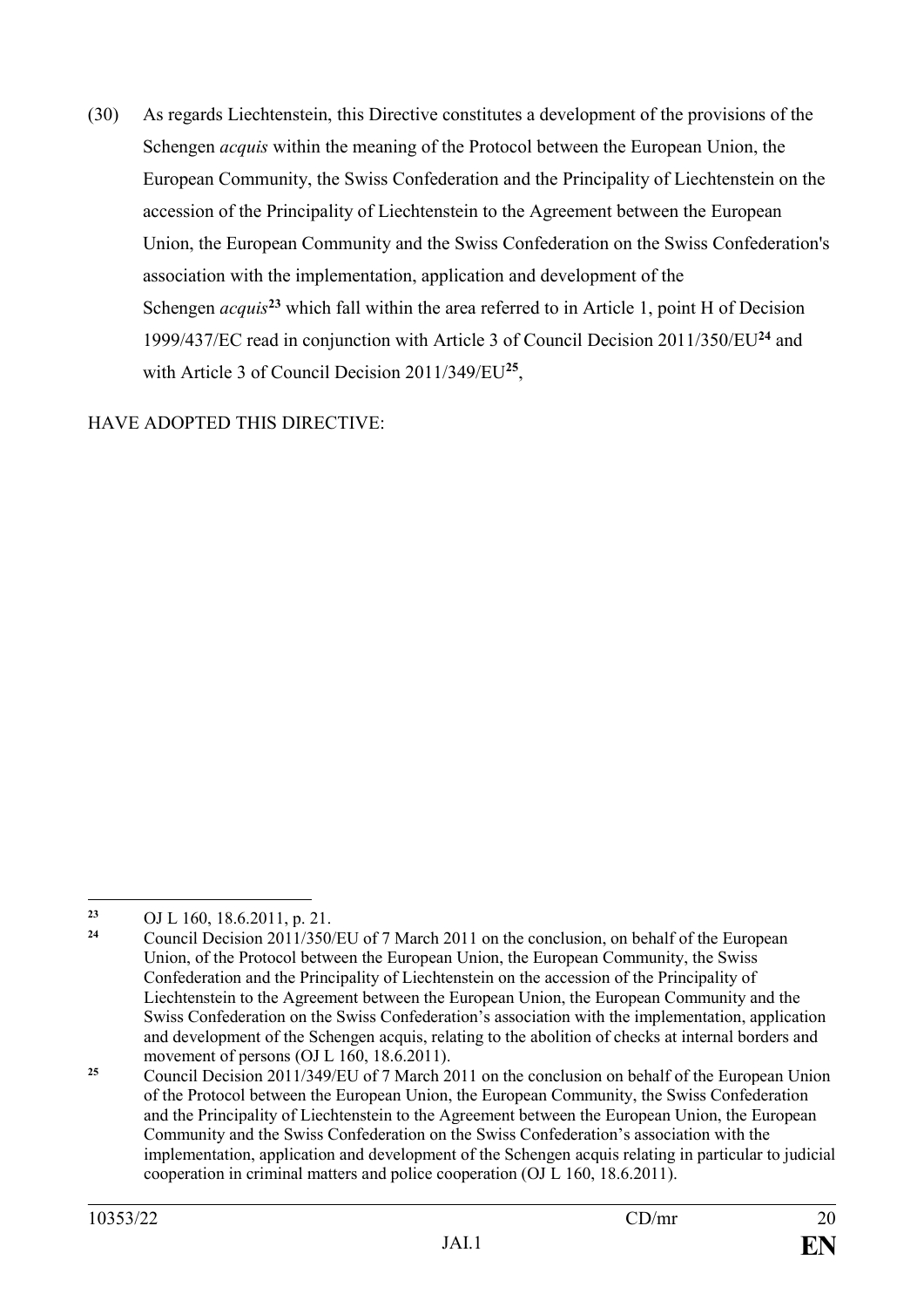(30) As regards Liechtenstein, this Directive constitutes a development of the provisions of the Schengen *acquis* within the meaning of the Protocol between the European Union, the European Community, the Swiss Confederation and the Principality of Liechtenstein on the accession of the Principality of Liechtenstein to the Agreement between the European Union, the European Community and the Swiss Confederation on the Swiss Confederation's association with the implementation, application and development of the Schengen *acquis*[23] which fall within the area referred to in Article 1, point H of Decision 1999/437/EC read in conjunction with Article 3 of Council Decision 2011/350/EU[24] and with Article 3 of Council Decision 2011/349/EU[25],

HAVE ADOPTED THIS DIRECTIVE:

---

[23] OJ L 160, 18.6.2011, p. 21.

[24] Council Decision 2011/350/EU of 7 March 2011 on the conclusion, on behalf of the European Union, of the Protocol between the European Union, the European Community, the Swiss Confederation and the Principality of Liechtenstein on the accession of the Principality of Liechtenstein to the Agreement between the European Union, the European Community and the Swiss Confederation on the Swiss Confederation's association with the implementation, application and development of the Schengen acquis, relating to the abolition of checks at internal borders and movement of persons (OJ L 160, 18.6.2011).

[25] Council Decision 2011/349/EU of 7 March 2011 on the conclusion on behalf of the European Union of the Protocol between the European Union, the European Community, the Swiss Confederation and the Principality of Liechtenstein to the Agreement between the European Union, the European Community and the Swiss Confederation on the Swiss Confederation's association with the implementation, application and development of the Schengen acquis relating in particular to judicial cooperation in criminal matters and police cooperation (OJ L 160, 18.6.2011).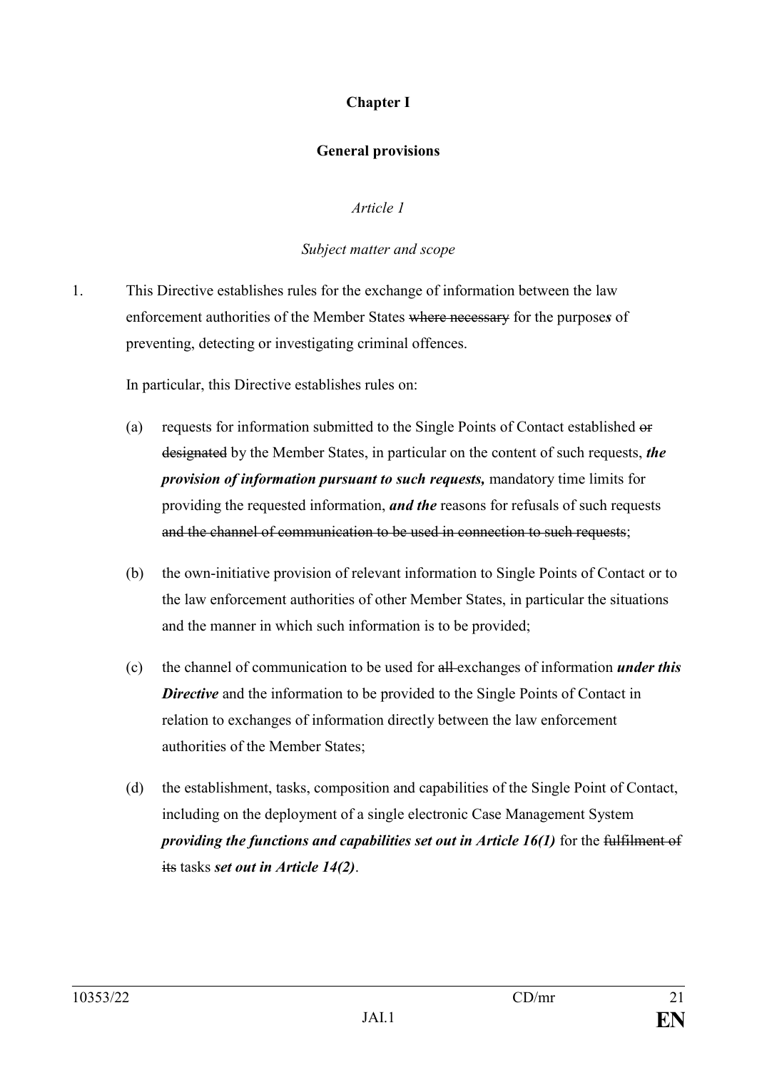**Chapter I**

**General provisions**

*Article 1*

*Subject matter and scope*

1. This Directive establishes rules for the exchange of information between the law enforcement authorities of the Member States ~~where necessary~~ for the purpose*s* of preventing, detecting or investigating criminal offences.

   In particular, this Directive establishes rules on:

   (a) requests for information submitted to the Single Points of Contact established ~~or designated~~ by the Member States, in particular on the content of such requests, ***the provision of information pursuant to such requests,*** mandatory time limits for providing the requested information, ***and the*** reasons for refusals of such requests ~~and the channel of communication to be used in connection to such requests~~;

   (b) the own-initiative provision of relevant information to Single Points of Contact or to the law enforcement authorities of other Member States, in particular the situations and the manner in which such information is to be provided;

   (c) the channel of communication to be used for ~~all~~ exchanges of information ***under this Directive*** and the information to be provided to the Single Points of Contact in relation to exchanges of information directly between the law enforcement authorities of the Member States;

   (d) the establishment, tasks, composition and capabilities of the Single Point of Contact, including on the deployment of a single electronic Case Management System ***providing the functions and capabilities set out in Article 16(1)*** for the ~~fulfilment of its~~ tasks ***set out in Article 14(2)***.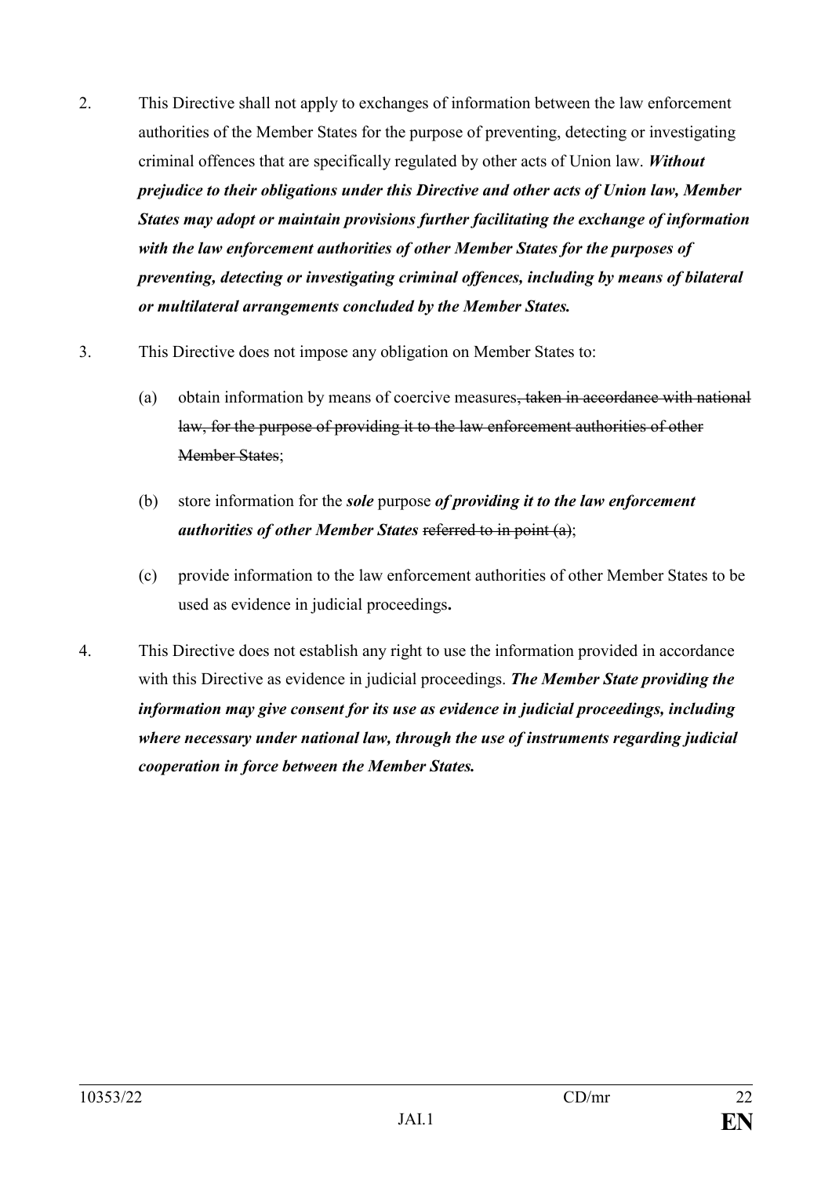2. This Directive shall not apply to exchanges of information between the law enforcement authorities of the Member States for the purpose of preventing, detecting or investigating criminal offences that are specifically regulated by other acts of Union law. ***Without prejudice to their obligations under this Directive and other acts of Union law, Member States may adopt or maintain provisions further facilitating the exchange of information with the law enforcement authorities of other Member States for the purposes of preventing, detecting or investigating criminal offences, including by means of bilateral or multilateral arrangements concluded by the Member States.***

3. This Directive does not impose any obligation on Member States to:

   (a) obtain information by means of coercive measures~~, taken in accordance with national law, for the purpose of providing it to the law enforcement authorities of other Member States~~;

   (b) store information for the ***sole*** purpose ***of providing it to the law enforcement authorities of other Member States*** ~~referred to in point (a)~~;

   (c) provide information to the law enforcement authorities of other Member States to be used as evidence in judicial proceedings**.**

4. This Directive does not establish any right to use the information provided in accordance with this Directive as evidence in judicial proceedings. ***The Member State providing the information may give consent for its use as evidence in judicial proceedings, including where necessary under national law, through the use of instruments regarding judicial cooperation in force between the Member States.***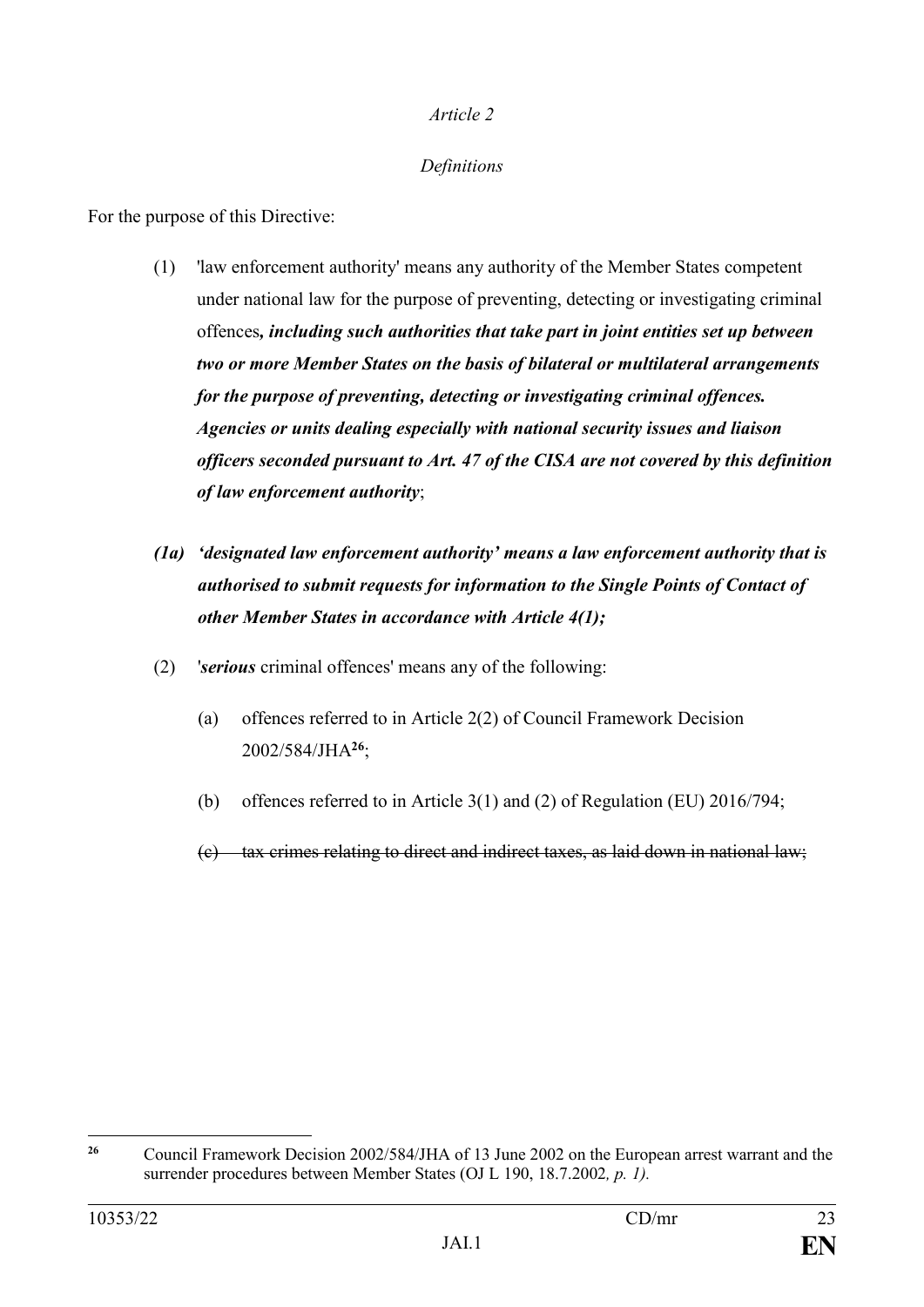*Article 2*

*Definitions*

For the purpose of this Directive:

(1) 'law enforcement authority' means any authority of the Member States competent under national law for the purpose of preventing, detecting or investigating criminal offences***, including such authorities that take part in joint entities set up between two or more Member States on the basis of bilateral or multilateral arrangements for the purpose of preventing, detecting or investigating criminal offences. Agencies or units dealing especially with national security issues and liaison officers seconded pursuant to Art. 47 of the CISA are not covered by this definition of law enforcement authority***;

***(1a) 'designated law enforcement authority' means a law enforcement authority that is authorised to submit requests for information to the Single Points of Contact of other Member States in accordance with Article 4(1);***

(2) '***serious*** criminal offences' means any of the following:

(a) offences referred to in Article 2(2) of Council Framework Decision 2002/584/JHA[26];

(b) offences referred to in Article 3(1) and (2) of Regulation (EU) 2016/794;

~~(c) tax crimes relating to direct and indirect taxes, as laid down in national law;~~

---

[26] Council Framework Decision 2002/584/JHA of 13 June 2002 on the European arrest warrant and the surrender procedures between Member States (OJ L 190, 18.7.2002*, p. 1).*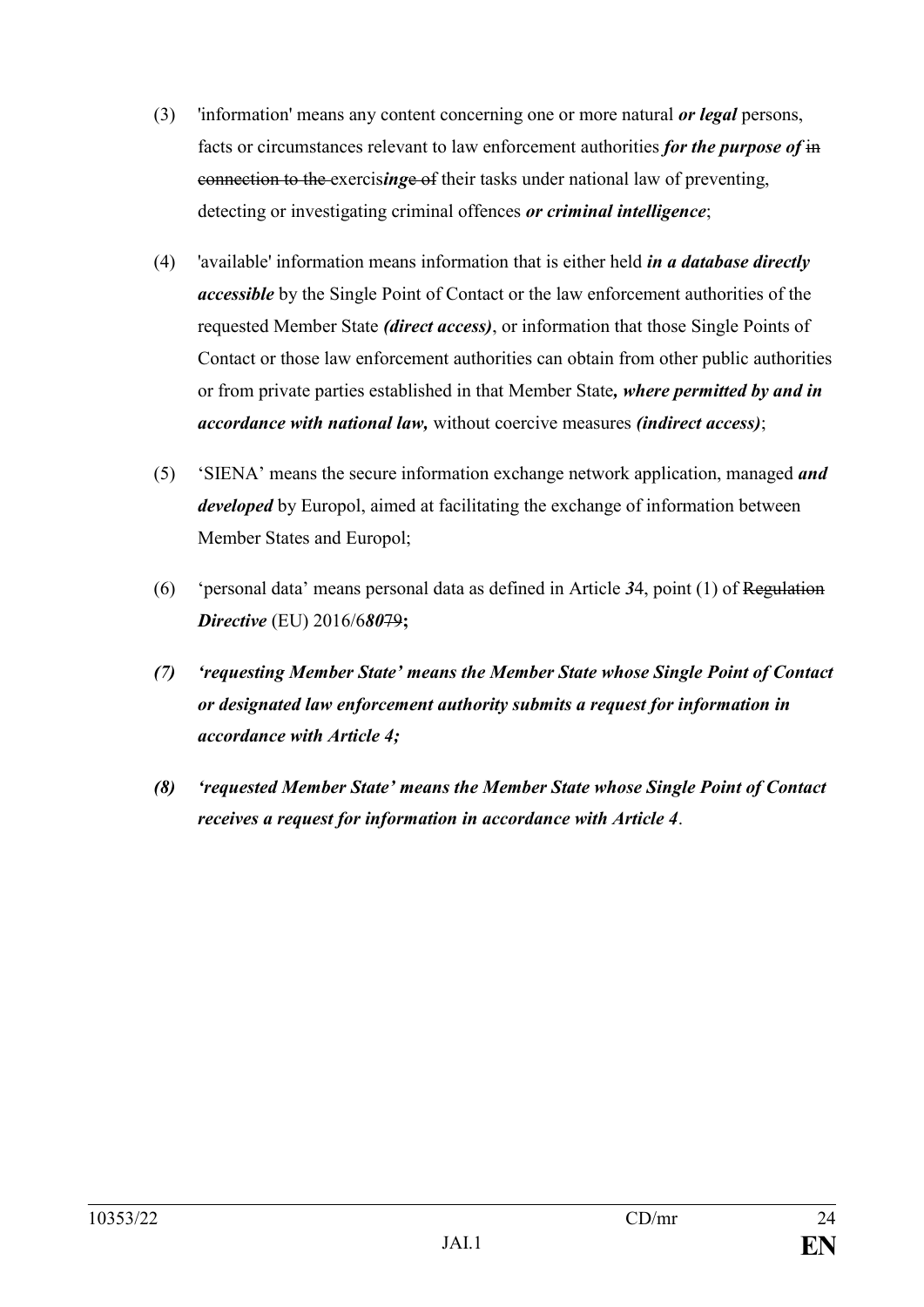(3) 'information' means any content concerning one or more natural ***or legal*** persons, facts or circumstances relevant to law enforcement authorities ***for the purpose of*** ~~in connection to the~~ exercis***ing***~~e of~~ their tasks under national law of preventing, detecting or investigating criminal offences ***or criminal intelligence***;

(4) 'available' information means information that is either held ***in a database directly accessible*** by the Single Point of Contact or the law enforcement authorities of the requested Member State ***(direct access)***, or information that those Single Points of Contact or those law enforcement authorities can obtain from other public authorities or from private parties established in that Member State***, where permitted by and in accordance with national law,*** without coercive measures ***(indirect access)***;

(5) 'SIENA' means the secure information exchange network application, managed ***and developed*** by Europol, aimed at facilitating the exchange of information between Member States and Europol;

(6) 'personal data' means personal data as defined in Article ***3***4, point (1) of ~~Regulation~~ ***Directive*** (EU) 2016/6***80***~~79~~***;***

***(7) 'requesting Member State' means the Member State whose Single Point of Contact or designated law enforcement authority submits a request for information in accordance with Article 4;***

***(8) 'requested Member State' means the Member State whose Single Point of Contact receives a request for information in accordance with Article 4***.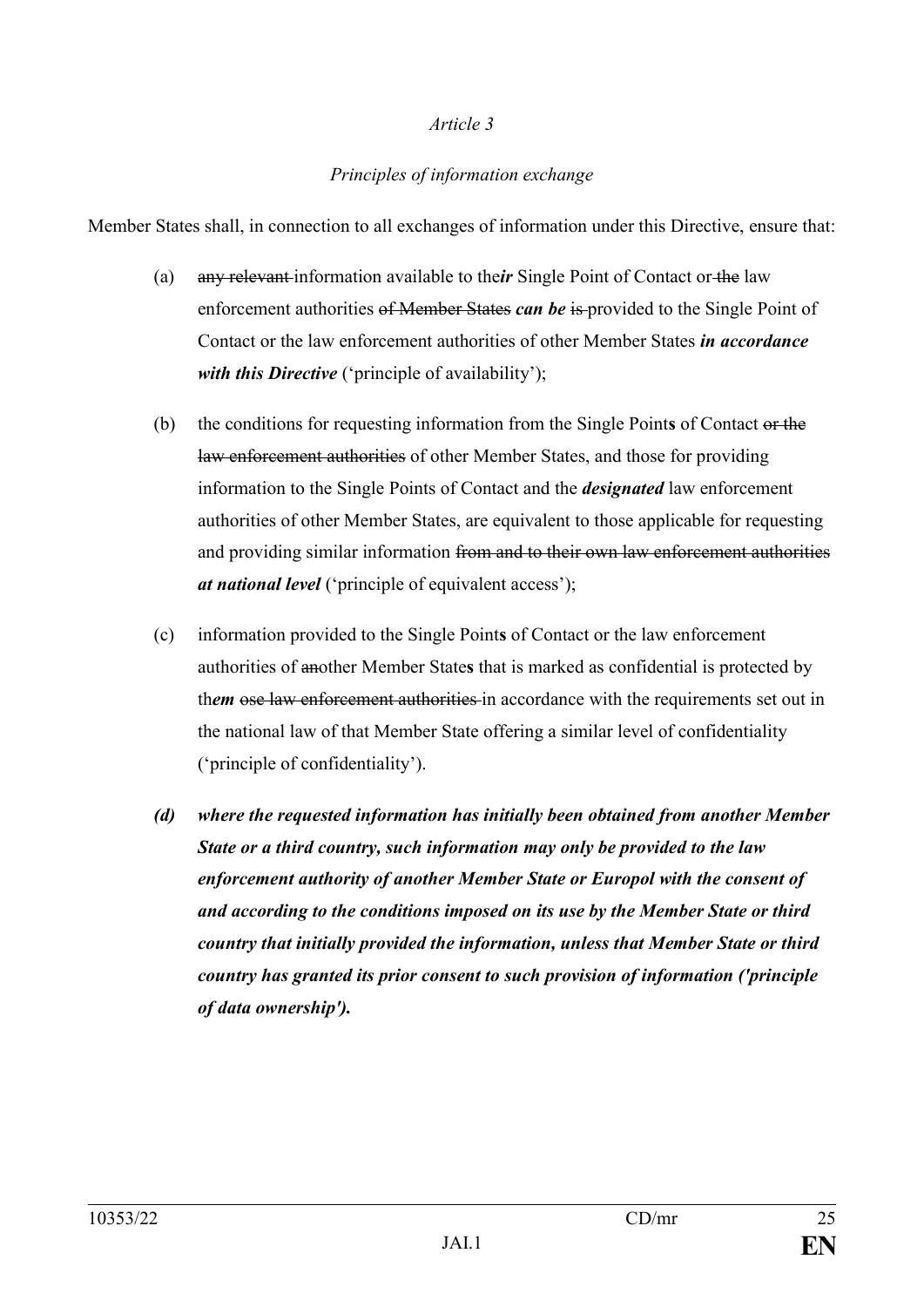*Article 3*

*Principles of information exchange*

Member States shall, in connection to all exchanges of information under this Directive, ensure that:

(a) ~~any relevant~~ information available to the***ir*** Single Point of Contact or ~~the~~ law enforcement authorities ~~of Member States~~ ***can be*** ~~is~~ provided to the Single Point of Contact or the law enforcement authorities of other Member States ***in accordance with this Directive*** ('principle of availability');

(b) the conditions for requesting information from the Single Point**s** of Contact ~~or the law enforcement authorities~~ of other Member States, and those for providing information to the Single Points of Contact and the ***designated*** law enforcement authorities of other Member States, are equivalent to those applicable for requesting and providing similar information ~~from and to their own law enforcement authorities~~ ***at national level*** ('principle of equivalent access');

(c) information provided to the Single Point**s** of Contact or the law enforcement authorities of ~~an~~other Member State**s** that is marked as confidential is protected by th***em*** ~~ose law enforcement authorities~~ in accordance with the requirements set out in the national law of that Member State offering a similar level of confidentiality ('principle of confidentiality').

***(d) where the requested information has initially been obtained from another Member State or a third country, such information may only be provided to the law enforcement authority of another Member State or Europol with the consent of and according to the conditions imposed on its use by the Member State or third country that initially provided the information, unless that Member State or third country has granted its prior consent to such provision of information ('principle of data ownership').***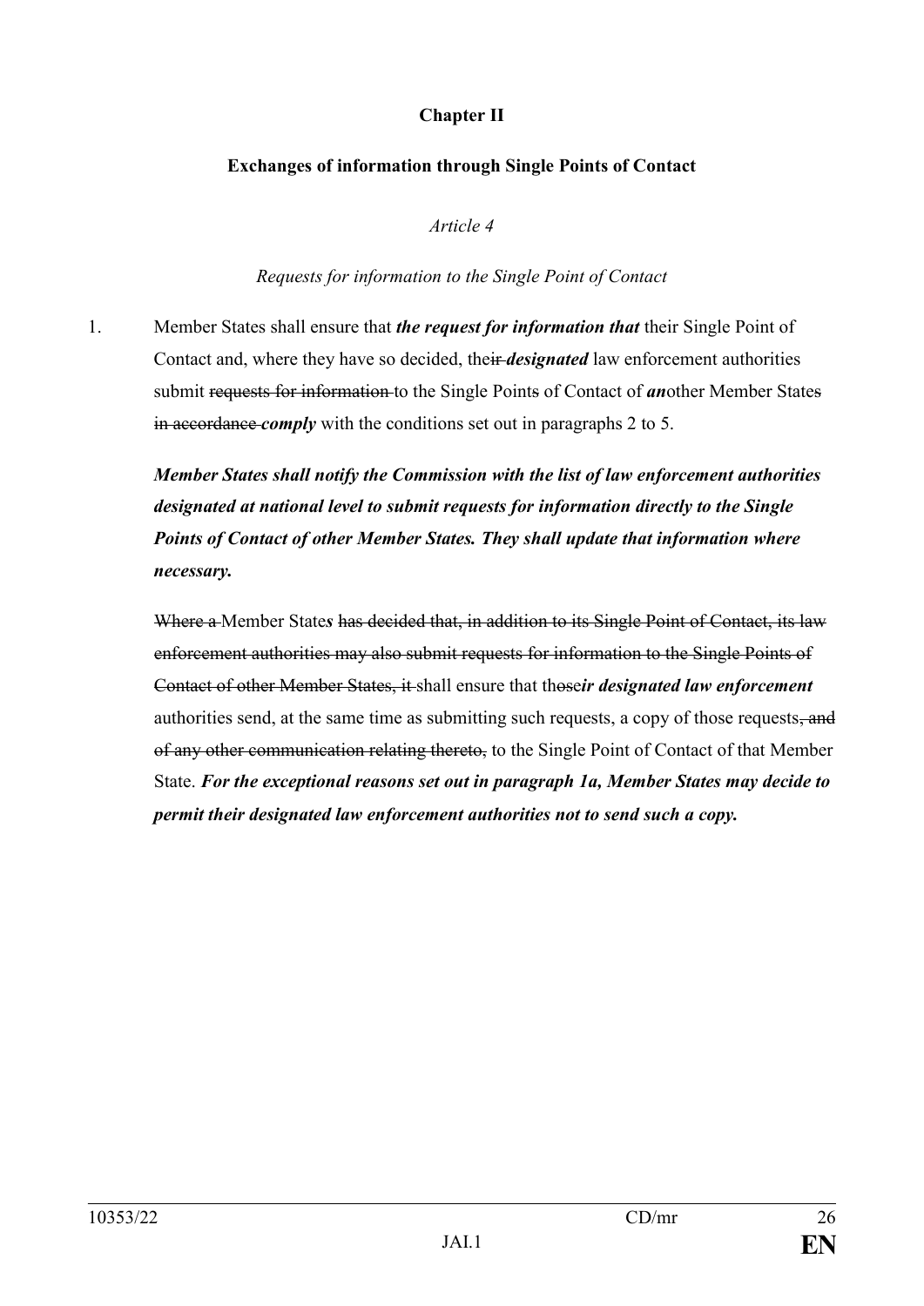**Chapter II**

**Exchanges of information through Single Points of Contact**

*Article 4*

*Requests for information to the Single Point of Contact*

1. Member States shall ensure that ***the request for information that*** their Single Point of Contact and, where they have so decided, the~~ir~~ ***designated*** law enforcement authorities submit ~~requests for information~~ to the Single Point~~s~~ of Contact of ***an***other Member State~~s~~ ~~in accordance~~ ***comply*** with the conditions set out in paragraphs 2 to 5.

***Member States shall notify the Commission with the list of law enforcement authorities designated at national level to submit requests for information directly to the Single Points of Contact of other Member States. They shall update that information where necessary.***

~~Where a~~ Member State***s*** ~~has decided that, in addition to its Single Point of Contact, its law enforcement authorities may also submit requests for information to the Single Points of Contact of other Member States, it~~ shall ensure that th~~ose~~***ir designated law enforcement*** authorities send, at the same time as submitting such requests, a copy of those requests~~, and of any other communication relating thereto,~~ to the Single Point of Contact of that Member State. ***For the exceptional reasons set out in paragraph 1a, Member States may decide to permit their designated law enforcement authorities not to send such a copy.***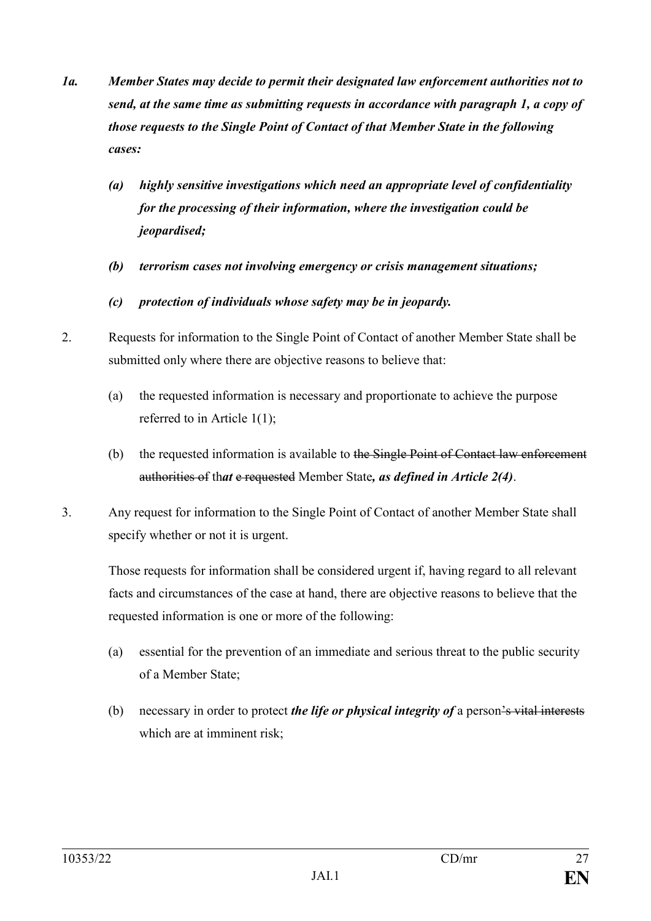***1a. Member States may decide to permit their designated law enforcement authorities not to send, at the same time as submitting requests in accordance with paragraph 1, a copy of those requests to the Single Point of Contact of that Member State in the following cases:***

> ***(a) highly sensitive investigations which need an appropriate level of confidentiality for the processing of their information, where the investigation could be jeopardised;***
>
> ***(b) terrorism cases not involving emergency or crisis management situations;***
>
> ***(c) protection of individuals whose safety may be in jeopardy.***

2. Requests for information to the Single Point of Contact of another Member State shall be submitted only where there are objective reasons to believe that:

   (a) the requested information is necessary and proportionate to achieve the purpose referred to in Article 1(1);

   (b) the requested information is available to ~~the Single Point of Contact law enforcement authorities of~~ th***at*** ~~e requested~~ Member State***, as defined in Article 2(4)***.

3. Any request for information to the Single Point of Contact of another Member State shall specify whether or not it is urgent.

   Those requests for information shall be considered urgent if, having regard to all relevant facts and circumstances of the case at hand, there are objective reasons to believe that the requested information is one or more of the following:

   (a) essential for the prevention of an immediate and serious threat to the public security of a Member State;

   (b) necessary in order to protect ***the life or physical integrity of*** a person~~'s vital interests~~ which are at imminent risk;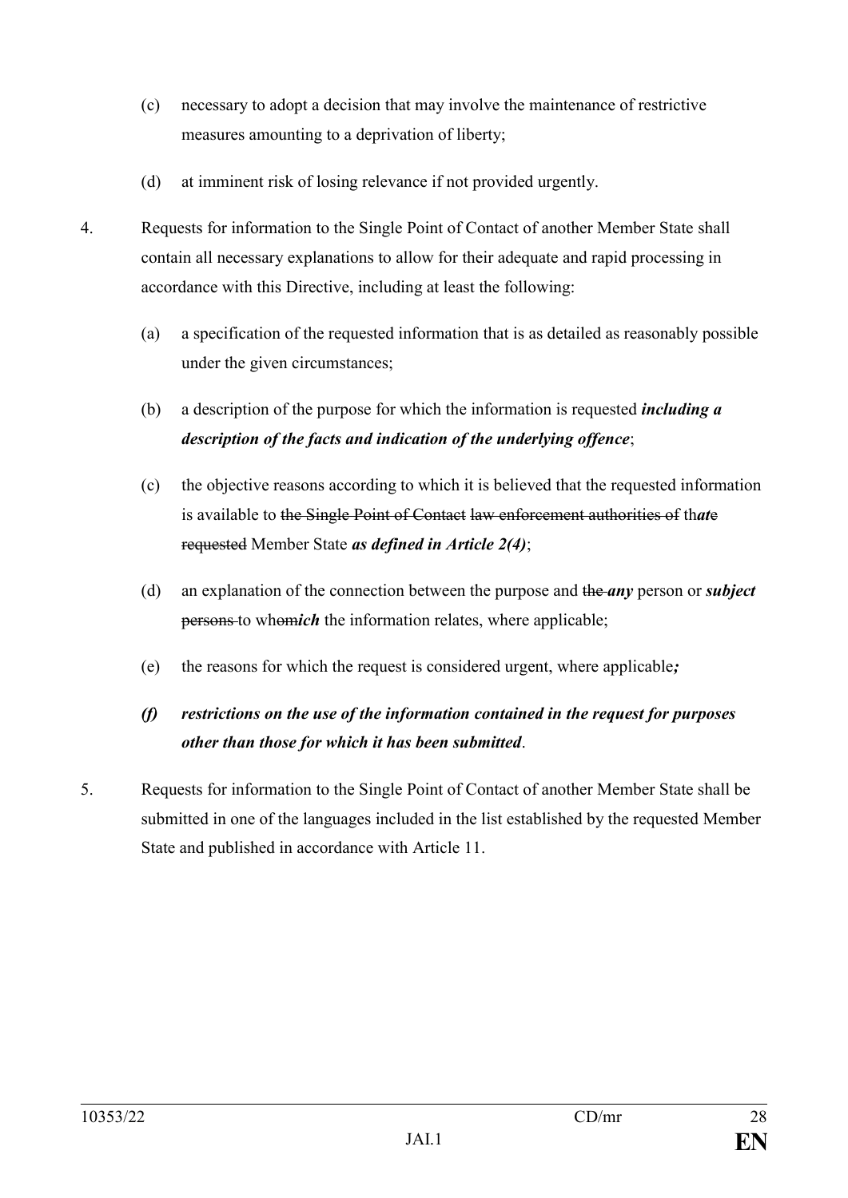(c) necessary to adopt a decision that may involve the maintenance of restrictive measures amounting to a deprivation of liberty;

(d) at imminent risk of losing relevance if not provided urgently.

4. Requests for information to the Single Point of Contact of another Member State shall contain all necessary explanations to allow for their adequate and rapid processing in accordance with this Directive, including at least the following:

   (a) a specification of the requested information that is as detailed as reasonably possible under the given circumstances;

   (b) a description of the purpose for which the information is requested ***including a description of the facts and indication of the underlying offence***;

   (c) the objective reasons according to which it is believed that the requested information is available to ~~the Single Point of Contact~~ ~~law enforcement authorities of~~ th***at***~~e~~ ~~requested~~ Member State ***as defined in Article 2(4)***;

   (d) an explanation of the connection between the purpose and ~~the~~ ***any*** person or ***subject*** ~~persons~~ to wh~~om~~***ich*** the information relates, where applicable;

   (e) the reasons for which the request is considered urgent, where applicable***;***

   ***(f) restrictions on the use of the information contained in the request for purposes other than those for which it has been submitted***.

5. Requests for information to the Single Point of Contact of another Member State shall be submitted in one of the languages included in the list established by the requested Member State and published in accordance with Article 11.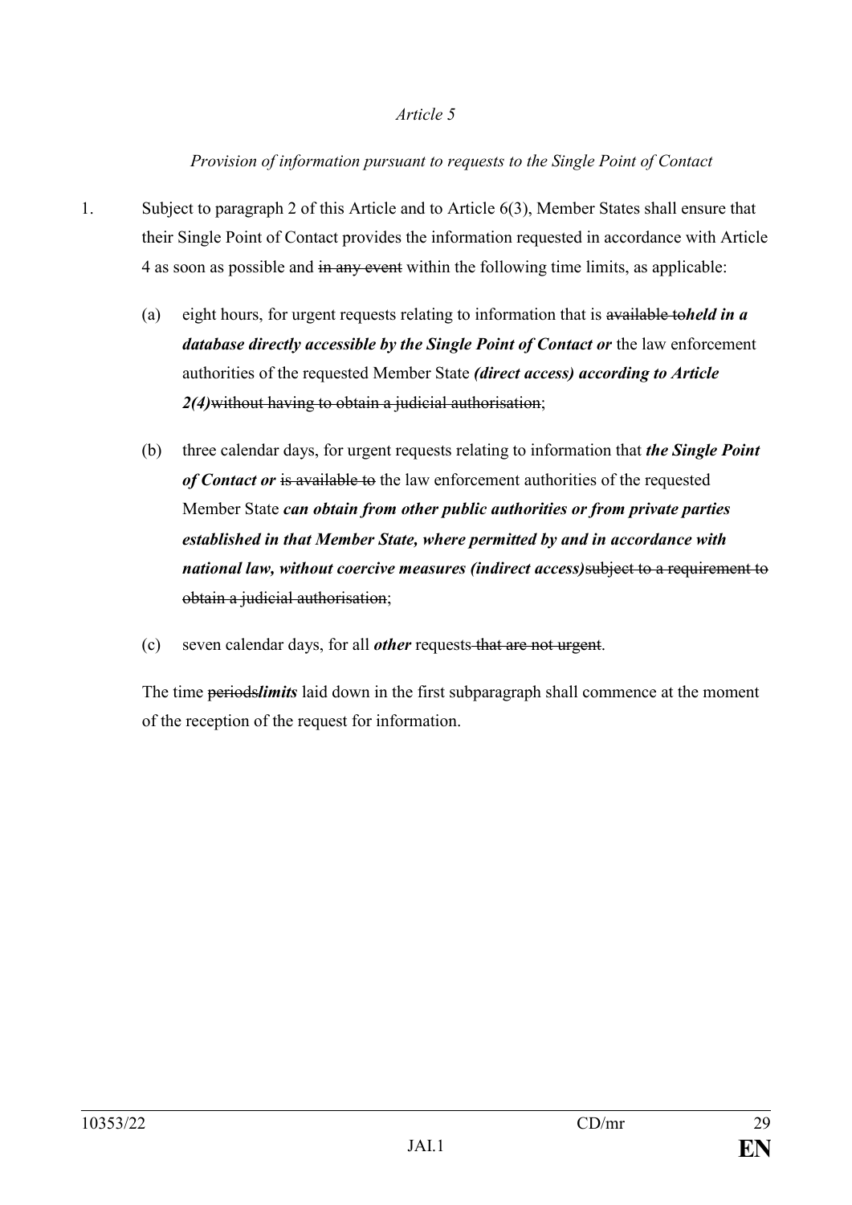*Article 5*

*Provision of information pursuant to requests to the Single Point of Contact*

1. Subject to paragraph 2 of this Article and to Article 6(3), Member States shall ensure that their Single Point of Contact provides the information requested in accordance with Article 4 as soon as possible and ~~in any event~~ within the following time limits, as applicable:

   (a) eight hours, for urgent requests relating to information that is ~~available to~~***held in a database directly accessible by the Single Point of Contact or*** the law enforcement authorities of the requested Member State ***(direct access) according to Article 2(4)***~~without having to obtain a judicial authorisation~~;

   (b) three calendar days, for urgent requests relating to information that ***the Single Point of Contact or*** ~~is available to~~ the law enforcement authorities of the requested Member State ***can obtain from other public authorities or from private parties established in that Member State, where permitted by and in accordance with national law, without coercive measures (indirect access)***~~subject to a requirement to obtain a judicial authorisation~~;

   (c) seven calendar days, for all ***other*** requests~~ that are not urgent~~.

   The time ~~periods~~***limits*** laid down in the first subparagraph shall commence at the moment of the reception of the request for information.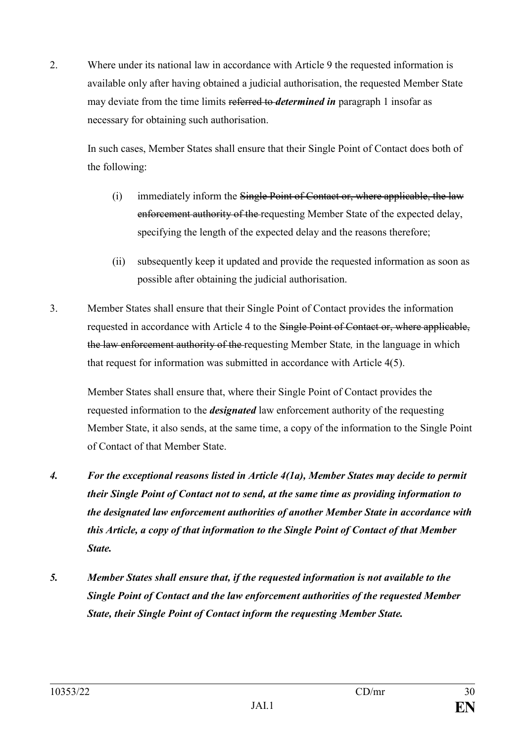2. Where under its national law in accordance with Article 9 the requested information is available only after having obtained a judicial authorisation, the requested Member State may deviate from the time limits ~~referred to~~ ***determined in*** paragraph 1 insofar as necessary for obtaining such authorisation.

 In such cases, Member States shall ensure that their Single Point of Contact does both of the following:

 (i) immediately inform the ~~Single Point of Contact or, where applicable, the law enforcement authority of the~~ requesting Member State of the expected delay, specifying the length of the expected delay and the reasons therefore;

 (ii) subsequently keep it updated and provide the requested information as soon as possible after obtaining the judicial authorisation.

3. Member States shall ensure that their Single Point of Contact provides the information requested in accordance with Article 4 to the ~~Single Point of Contact or, where applicable, the law enforcement authority of the~~ requesting Member State, in the language in which that request for information was submitted in accordance with Article 4(5).

 Member States shall ensure that, where their Single Point of Contact provides the requested information to the ***designated*** law enforcement authority of the requesting Member State, it also sends, at the same time, a copy of the information to the Single Point of Contact of that Member State.

***4. For the exceptional reasons listed in Article 4(1a), Member States may decide to permit their Single Point of Contact not to send, at the same time as providing information to the designated law enforcement authorities of another Member State in accordance with this Article, a copy of that information to the Single Point of Contact of that Member State.***

***5. Member States shall ensure that, if the requested information is not available to the Single Point of Contact and the law enforcement authorities of the requested Member State, their Single Point of Contact inform the requesting Member State.***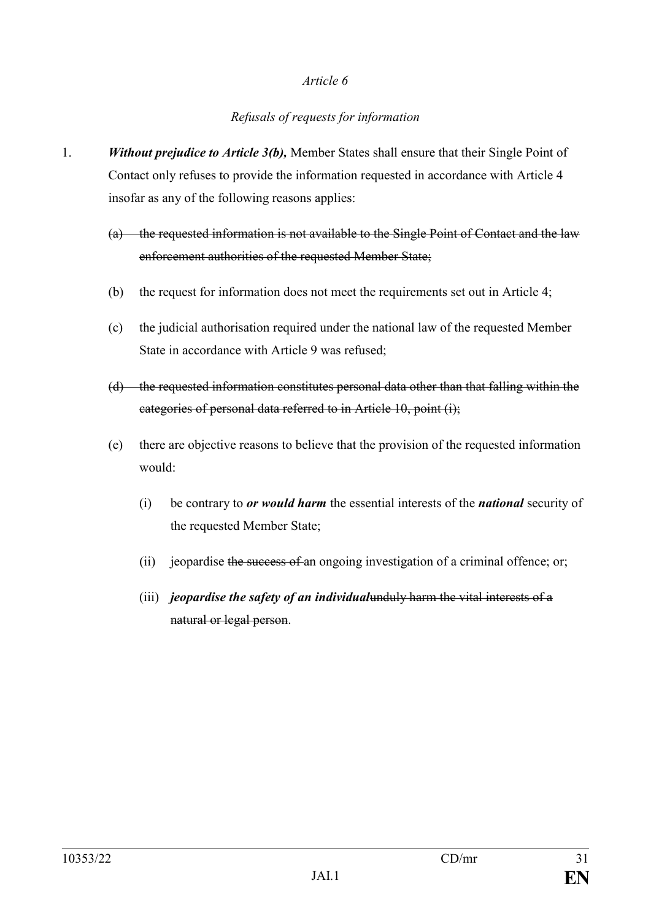*Article 6*

*Refusals of requests for information*

1. ***Without prejudice to Article 3(b),*** Member States shall ensure that their Single Point of Contact only refuses to provide the information requested in accordance with Article 4 insofar as any of the following reasons applies:

   ~~(a) the requested information is not available to the Single Point of Contact and the law enforcement authorities of the requested Member State;~~

   (b) the request for information does not meet the requirements set out in Article 4;

   (c) the judicial authorisation required under the national law of the requested Member State in accordance with Article 9 was refused;

   ~~(d) the requested information constitutes personal data other than that falling within the categories of personal data referred to in Article 10, point (i);~~

   (e) there are objective reasons to believe that the provision of the requested information would:

      (i) be contrary to ***or would harm*** the essential interests of the ***national*** security of the requested Member State;

      (ii) jeopardise ~~the success of~~ an ongoing investigation of a criminal offence; or;

      (iii) ***jeopardise the safety of an individual***~~unduly harm the vital interests of a natural or legal person~~.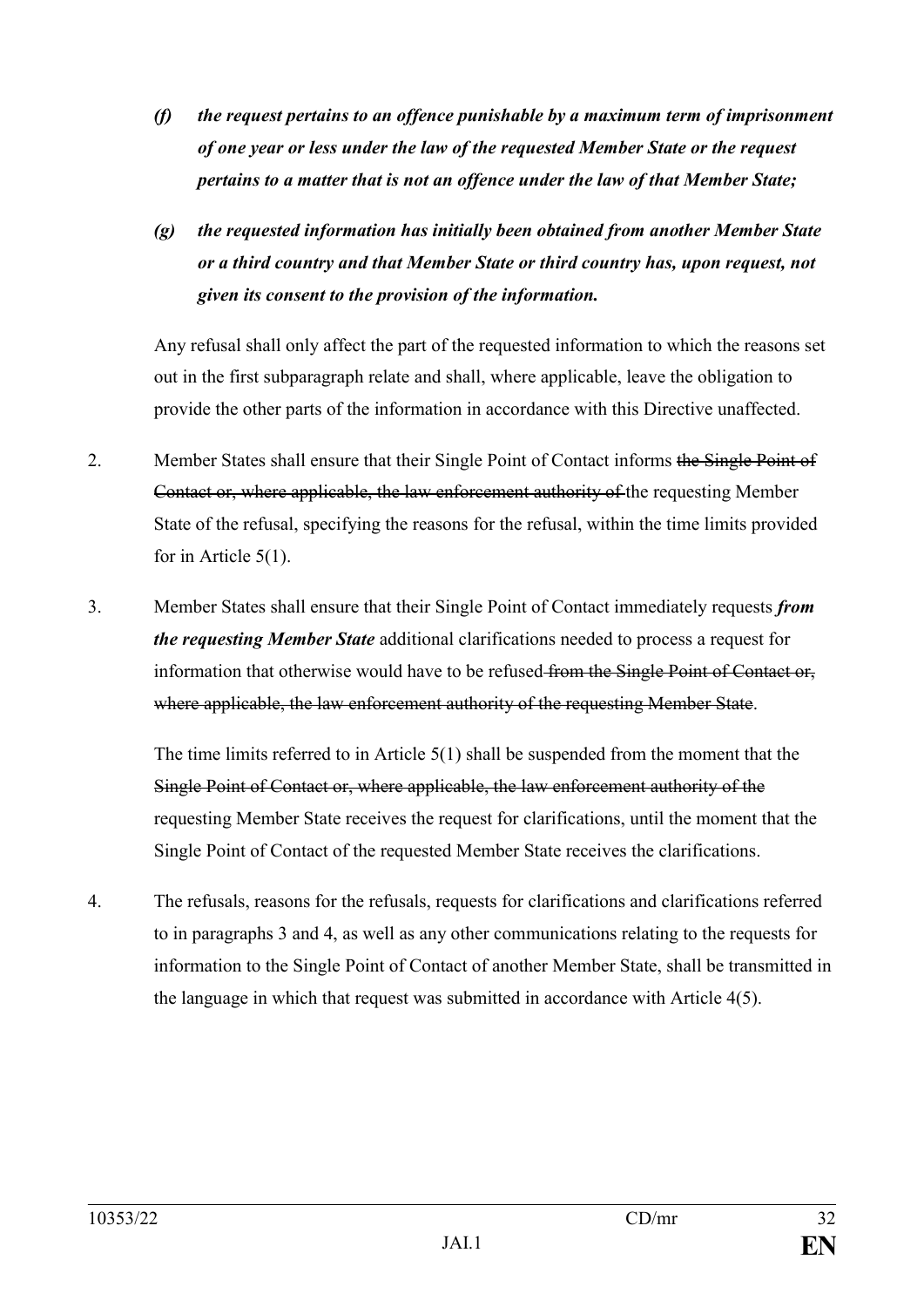*(f) the request pertains to an offence punishable by a maximum term of imprisonment of one year or less under the law of the requested Member State or the request pertains to a matter that is not an offence under the law of that Member State;*

*(g) the requested information has initially been obtained from another Member State or a third country and that Member State or third country has, upon request, not given its consent to the provision of the information.*

Any refusal shall only affect the part of the requested information to which the reasons set out in the first subparagraph relate and shall, where applicable, leave the obligation to provide the other parts of the information in accordance with this Directive unaffected.

2. Member States shall ensure that their Single Point of Contact informs ~~the Single Point of Contact or, where applicable, the law enforcement authority of~~ the requesting Member State of the refusal, specifying the reasons for the refusal, within the time limits provided for in Article 5(1).

3. Member States shall ensure that their Single Point of Contact immediately requests ***from the requesting Member State*** additional clarifications needed to process a request for information that otherwise would have to be refused ~~from the Single Point of Contact or, where applicable, the law enforcement authority of the requesting Member State~~.

The time limits referred to in Article 5(1) shall be suspended from the moment that the ~~Single Point of Contact or, where applicable, the law enforcement authority of the~~ requesting Member State receives the request for clarifications, until the moment that the Single Point of Contact of the requested Member State receives the clarifications.

4. The refusals, reasons for the refusals, requests for clarifications and clarifications referred to in paragraphs 3 and 4, as well as any other communications relating to the requests for information to the Single Point of Contact of another Member State, shall be transmitted in the language in which that request was submitted in accordance with Article 4(5).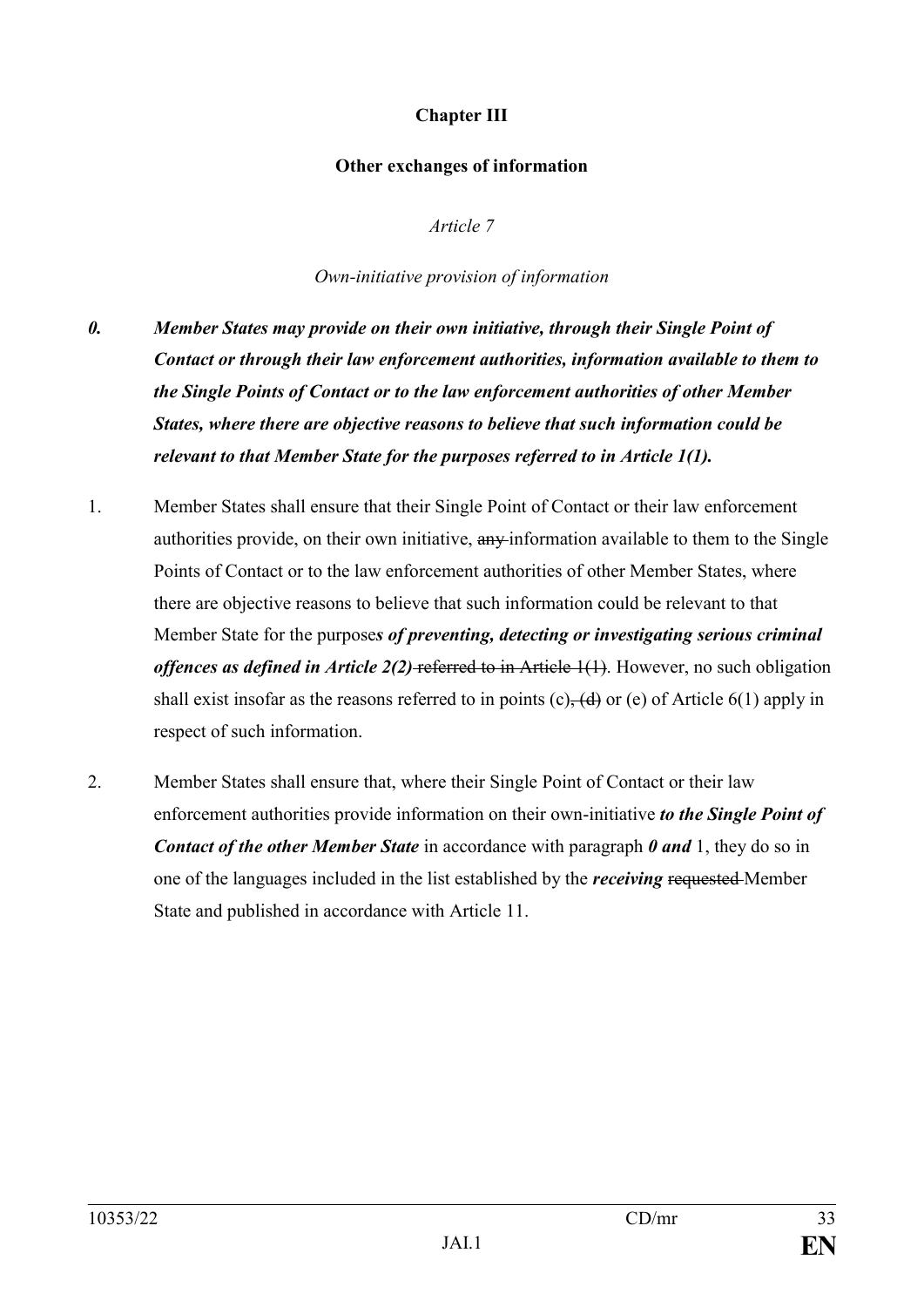**Chapter III**

**Other exchanges of information**

*Article 7*

*Own-initiative provision of information*

***0. Member States may provide on their own initiative, through their Single Point of Contact or through their law enforcement authorities, information available to them to the Single Points of Contact or to the law enforcement authorities of other Member States, where there are objective reasons to believe that such information could be relevant to that Member State for the purposes referred to in Article 1(1).***

1. Member States shall ensure that their Single Point of Contact or their law enforcement authorities provide, on their own initiative, ~~any~~ information available to them to the Single Points of Contact or to the law enforcement authorities of other Member States, where there are objective reasons to believe that such information could be relevant to that Member State for the purpose***s of preventing, detecting or investigating serious criminal offences as defined in Article 2(2)*** ~~referred to in Article 1(1)~~. However, no such obligation shall exist insofar as the reasons referred to in points (c)~~, (d)~~ or (e) of Article 6(1) apply in respect of such information.

2. Member States shall ensure that, where their Single Point of Contact or their law enforcement authorities provide information on their own-initiative ***to the Single Point of Contact of the other Member State*** in accordance with paragraph ***0 and*** 1, they do so in one of the languages included in the list established by the ***receiving*** ~~requested~~ Member State and published in accordance with Article 11.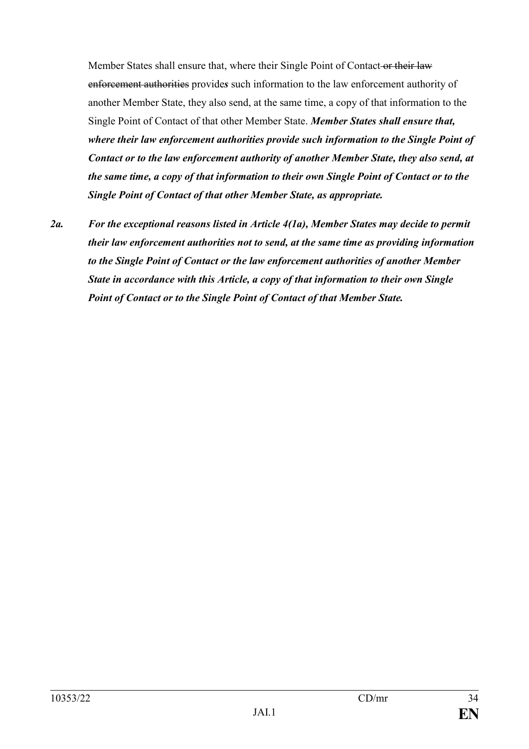Member States shall ensure that, where their Single Point of Contact ~~or their law enforcement authorities~~ provide*s* such information to the law enforcement authority of another Member State, they also send, at the same time, a copy of that information to the Single Point of Contact of that other Member State. ***Member States shall ensure that, where their law enforcement authorities provide such information to the Single Point of Contact or to the law enforcement authority of another Member State, they also send, at the same time, a copy of that information to their own Single Point of Contact or to the Single Point of Contact of that other Member State, as appropriate.***

***2a. For the exceptional reasons listed in Article 4(1a), Member States may decide to permit their law enforcement authorities not to send, at the same time as providing information to the Single Point of Contact or the law enforcement authorities of another Member State in accordance with this Article, a copy of that information to their own Single Point of Contact or to the Single Point of Contact of that Member State.***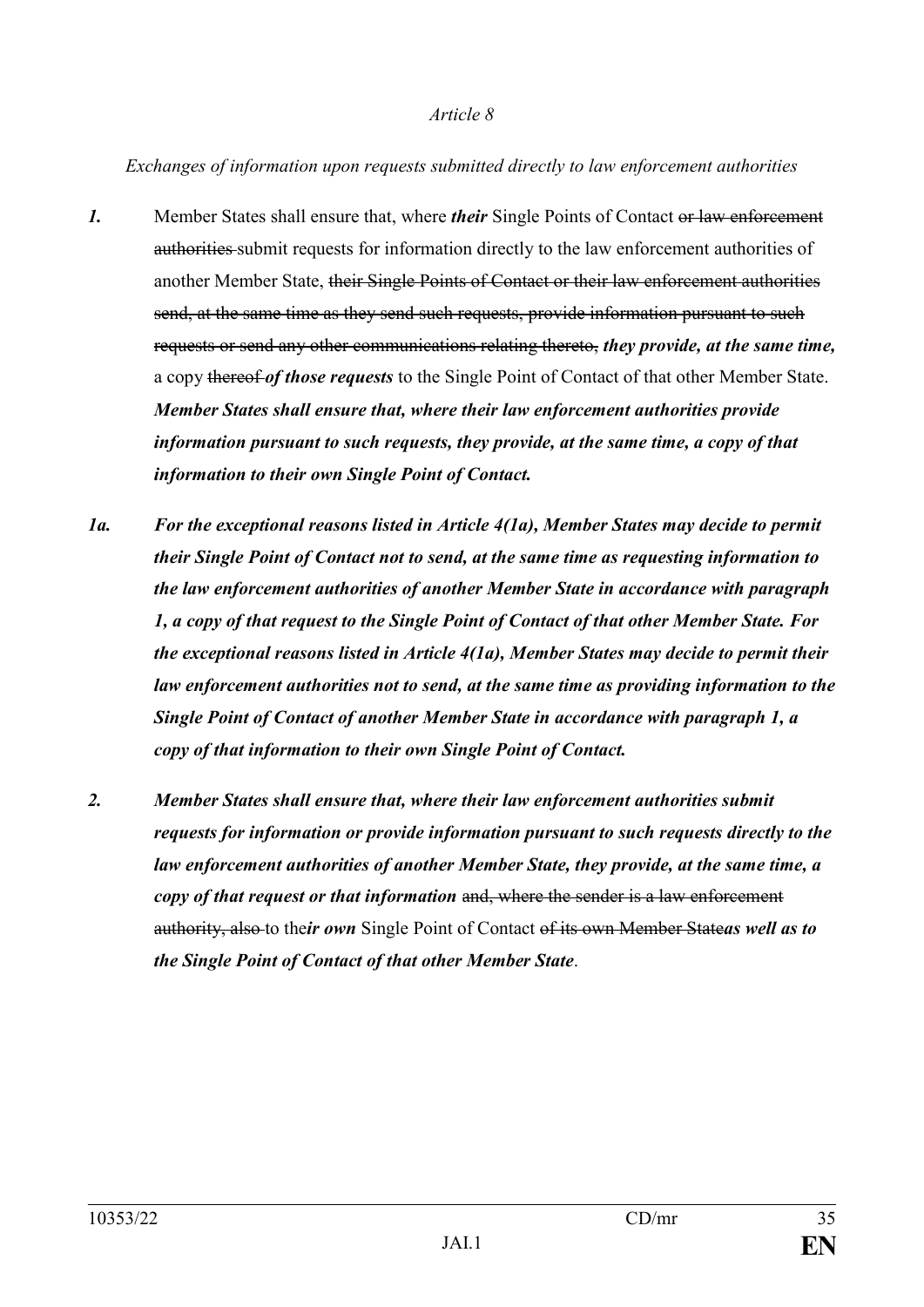*Article 8*

*Exchanges of information upon requests submitted directly to law enforcement authorities*

***1.*** Member States shall ensure that, where ***their*** Single Points of Contact ~~or law enforcement authorities~~ submit requests for information directly to the law enforcement authorities of another Member State, ~~their Single Points of Contact or their law enforcement authorities send, at the same time as they send such requests, provide information pursuant to such requests or send any other communications relating thereto,~~ ***they provide, at the same time,*** a copy ~~thereof~~ ***of those requests*** to the Single Point of Contact of that other Member State. ***Member States shall ensure that, where their law enforcement authorities provide information pursuant to such requests, they provide, at the same time, a copy of that information to their own Single Point of Contact.***

***1a. For the exceptional reasons listed in Article 4(1a), Member States may decide to permit their Single Point of Contact not to send, at the same time as requesting information to the law enforcement authorities of another Member State in accordance with paragraph 1, a copy of that request to the Single Point of Contact of that other Member State. For the exceptional reasons listed in Article 4(1a), Member States may decide to permit their law enforcement authorities not to send, at the same time as providing information to the Single Point of Contact of another Member State in accordance with paragraph 1, a copy of that information to their own Single Point of Contact.***

***2. Member States shall ensure that, where their law enforcement authorities submit requests for information or provide information pursuant to such requests directly to the law enforcement authorities of another Member State, they provide, at the same time, a copy of that request or that information*** ~~and, where the sender is a law enforcement authority, also~~ to the***ir own*** Single Point of Contact ~~of its own Member State~~***as well as to the Single Point of Contact of that other Member State***.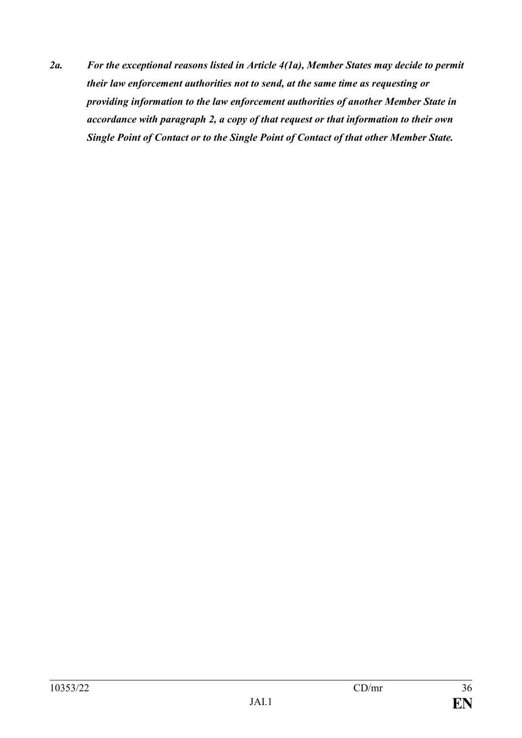***2a. For the exceptional reasons listed in Article 4(1a), Member States may decide to permit their law enforcement authorities not to send, at the same time as requesting or providing information to the law enforcement authorities of another Member State in accordance with paragraph 2, a copy of that request or that information to their own Single Point of Contact or to the Single Point of Contact of that other Member State.***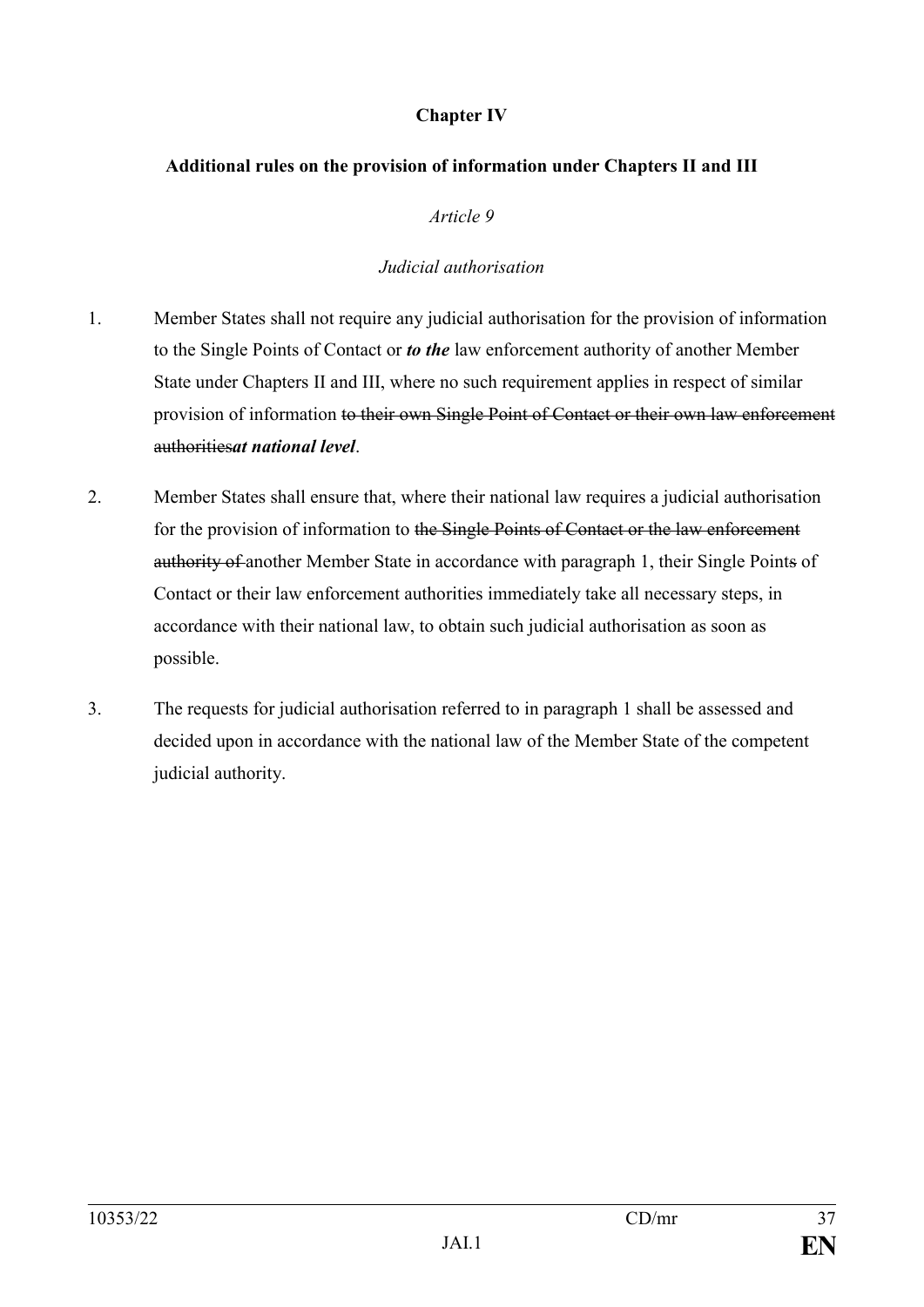**Chapter IV**

**Additional rules on the provision of information under Chapters II and III**

*Article 9*

*Judicial authorisation*

1. Member States shall not require any judicial authorisation for the provision of information to the Single Points of Contact or ***to the*** law enforcement authority of another Member State under Chapters II and III, where no such requirement applies in respect of similar provision of information ~~to their own Single Point of Contact or their own law enforcement authorities~~***at national level***.

2. Member States shall ensure that, where their national law requires a judicial authorisation for the provision of information to ~~the Single Points of Contact or the law enforcement authority of~~ another Member State in accordance with paragraph 1, their Single Point~~s~~ of Contact or their law enforcement authorities immediately take all necessary steps, in accordance with their national law, to obtain such judicial authorisation as soon as possible.

3. The requests for judicial authorisation referred to in paragraph 1 shall be assessed and decided upon in accordance with the national law of the Member State of the competent judicial authority.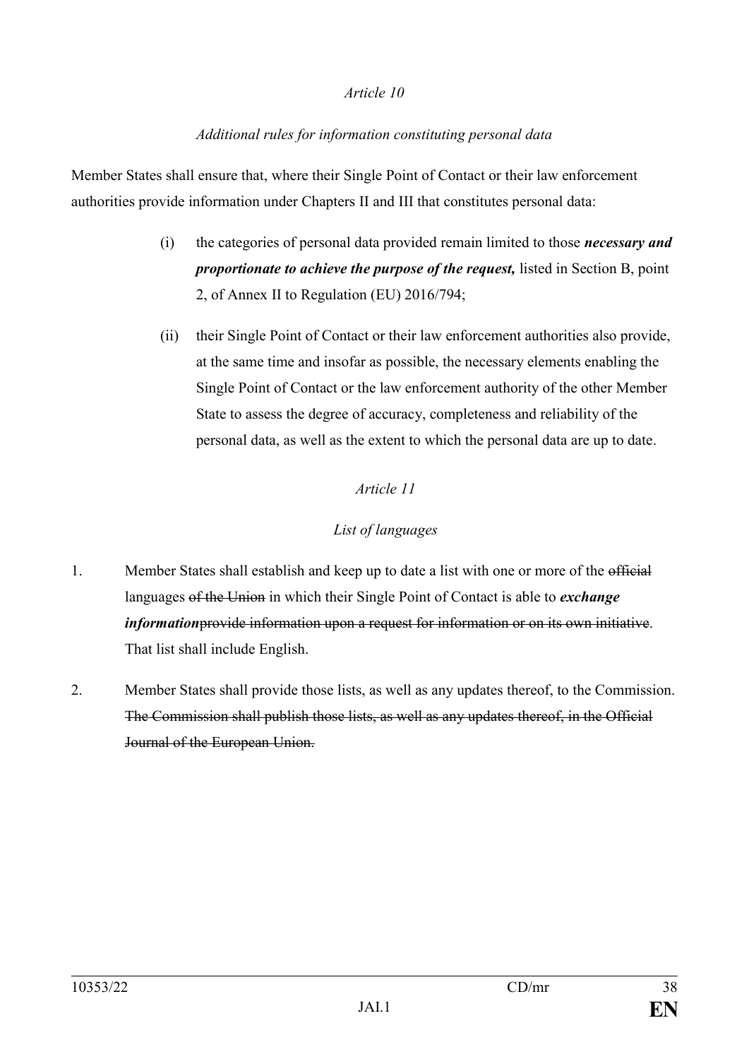*Article 10*

*Additional rules for information constituting personal data*

Member States shall ensure that, where their Single Point of Contact or their law enforcement authorities provide information under Chapters II and III that constitutes personal data:

(i) the categories of personal data provided remain limited to those ***necessary and proportionate to achieve the purpose of the request,*** listed in Section B, point 2, of Annex II to Regulation (EU) 2016/794;

(ii) their Single Point of Contact or their law enforcement authorities also provide, at the same time and insofar as possible, the necessary elements enabling the Single Point of Contact or the law enforcement authority of the other Member State to assess the degree of accuracy, completeness and reliability of the personal data, as well as the extent to which the personal data are up to date.

*Article 11*

*List of languages*

1. Member States shall establish and keep up to date a list with one or more of the ~~official~~ languages ~~of the Union~~ in which their Single Point of Contact is able to ***exchange information***~~provide information upon a request for information or on its own initiative~~. That list shall include English.

2. Member States shall provide those lists, as well as any updates thereof, to the Commission. ~~The Commission shall publish those lists, as well as any updates thereof, in the Official Journal of the European Union.~~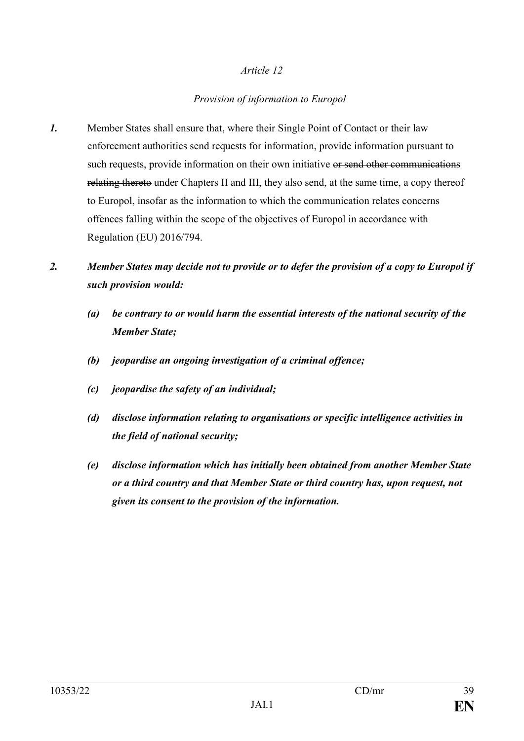*Article 12*

*Provision of information to Europol*

***1.*** Member States shall ensure that, where their Single Point of Contact or their law enforcement authorities send requests for information, provide information pursuant to such requests, provide information on their own initiative ~~or send other communications relating thereto~~ under Chapters II and III, they also send, at the same time, a copy thereof to Europol, insofar as the information to which the communication relates concerns offences falling within the scope of the objectives of Europol in accordance with Regulation (EU) 2016/794.

***2. Member States may decide not to provide or to defer the provision of a copy to Europol if such provision would:***

***(a) be contrary to or would harm the essential interests of the national security of the Member State;***

***(b) jeopardise an ongoing investigation of a criminal offence;***

***(c) jeopardise the safety of an individual;***

***(d) disclose information relating to organisations or specific intelligence activities in the field of national security;***

***(e) disclose information which has initially been obtained from another Member State or a third country and that Member State or third country has, upon request, not given its consent to the provision of the information.***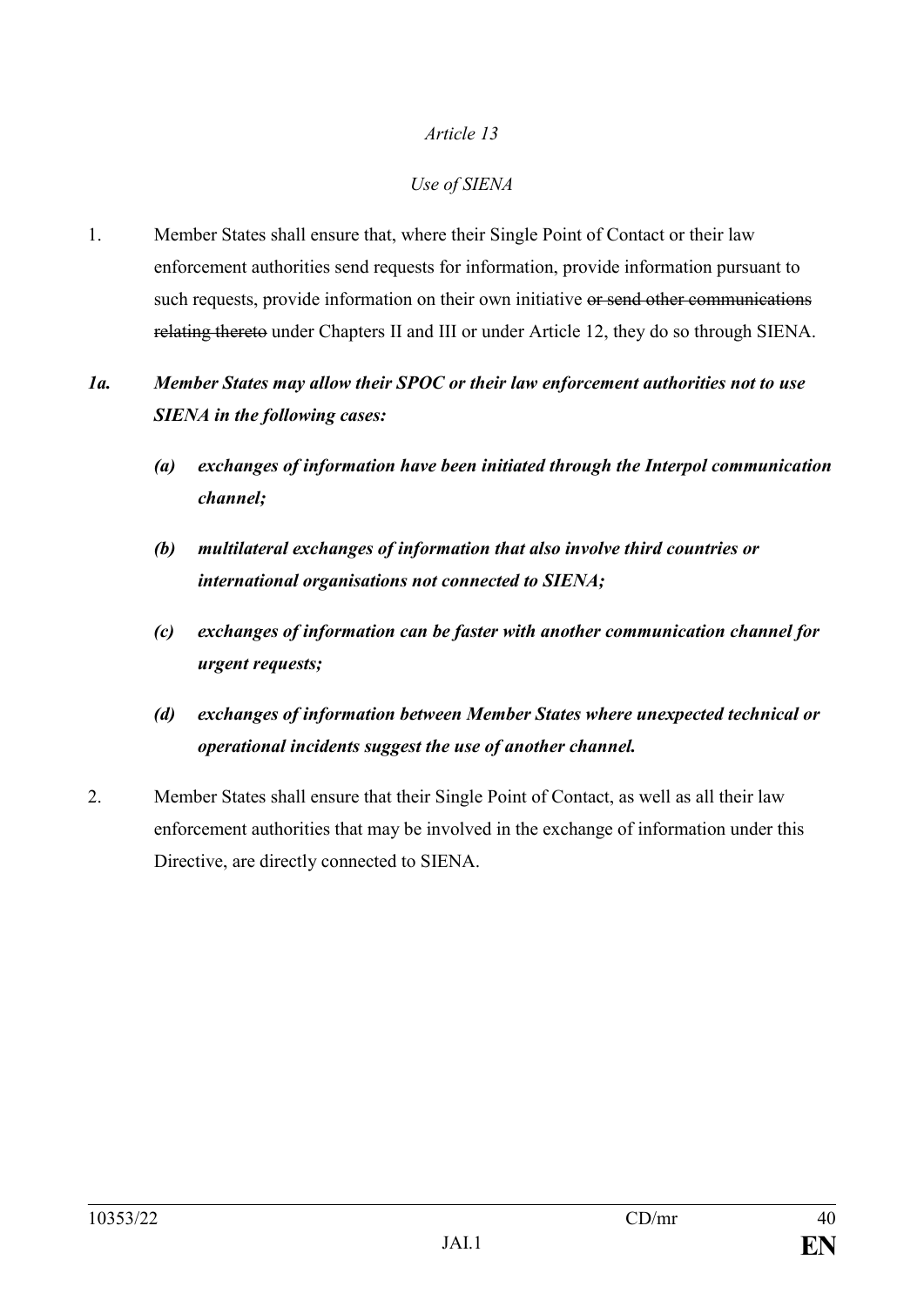*Article 13*

*Use of SIENA*

1. Member States shall ensure that, where their Single Point of Contact or their law enforcement authorities send requests for information, provide information pursuant to such requests, provide information on their own initiative ~~or send other communications relating thereto~~ under Chapters II and III or under Article 12, they do so through SIENA.

***1a. Member States may allow their SPOC or their law enforcement authorities not to use SIENA in the following cases:***

***(a) exchanges of information have been initiated through the Interpol communication channel;***

***(b) multilateral exchanges of information that also involve third countries or international organisations not connected to SIENA;***

***(c) exchanges of information can be faster with another communication channel for urgent requests;***

***(d) exchanges of information between Member States where unexpected technical or operational incidents suggest the use of another channel.***

2. Member States shall ensure that their Single Point of Contact, as well as all their law enforcement authorities that may be involved in the exchange of information under this Directive, are directly connected to SIENA.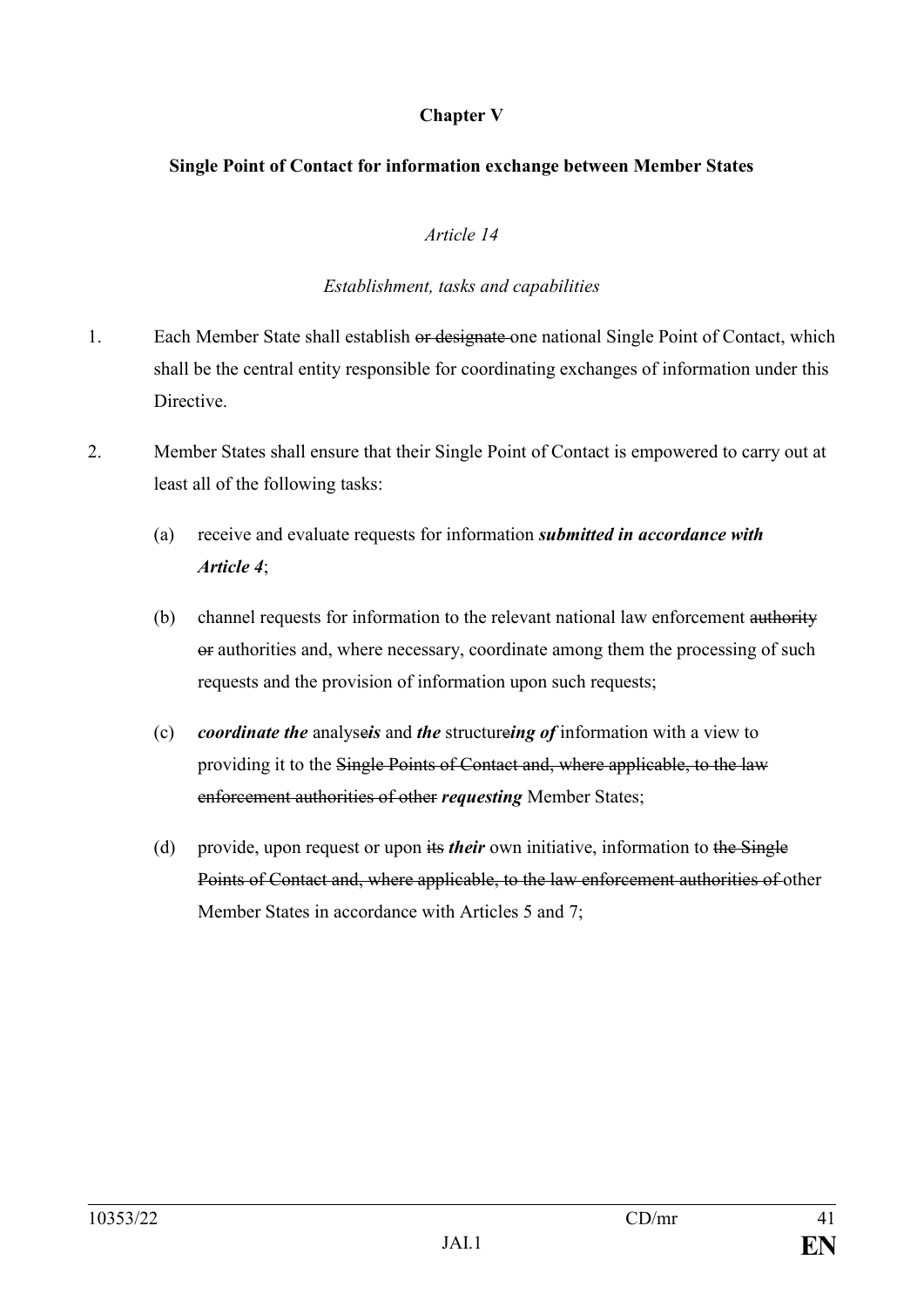**Chapter V**

**Single Point of Contact for information exchange between Member States**

*Article 14*

*Establishment, tasks and capabilities*

1. Each Member State shall establish ~~or designate~~ one national Single Point of Contact, which shall be the central entity responsible for coordinating exchanges of information under this Directive.

2. Member States shall ensure that their Single Point of Contact is empowered to carry out at least all of the following tasks:

   (a) receive and evaluate requests for information ***submitted in accordance with Article 4***;

   (b) channel requests for information to the relevant national law enforcement ~~authority or~~ authorities and, where necessary, coordinate among them the processing of such requests and the provision of information upon such requests;

   (c) ***coordinate the*** analyse~~e~~***is*** and ***the*** structure~~e~~***ing of*** information with a view to providing it to the ~~Single Points of Contact and, where applicable, to the law enforcement authorities of other~~ ***requesting*** Member States;

   (d) provide, upon request or upon ~~its~~ ***their*** own initiative, information to ~~the Single Points of Contact and, where applicable, to the law enforcement authorities of~~ other Member States in accordance with Articles 5 and 7;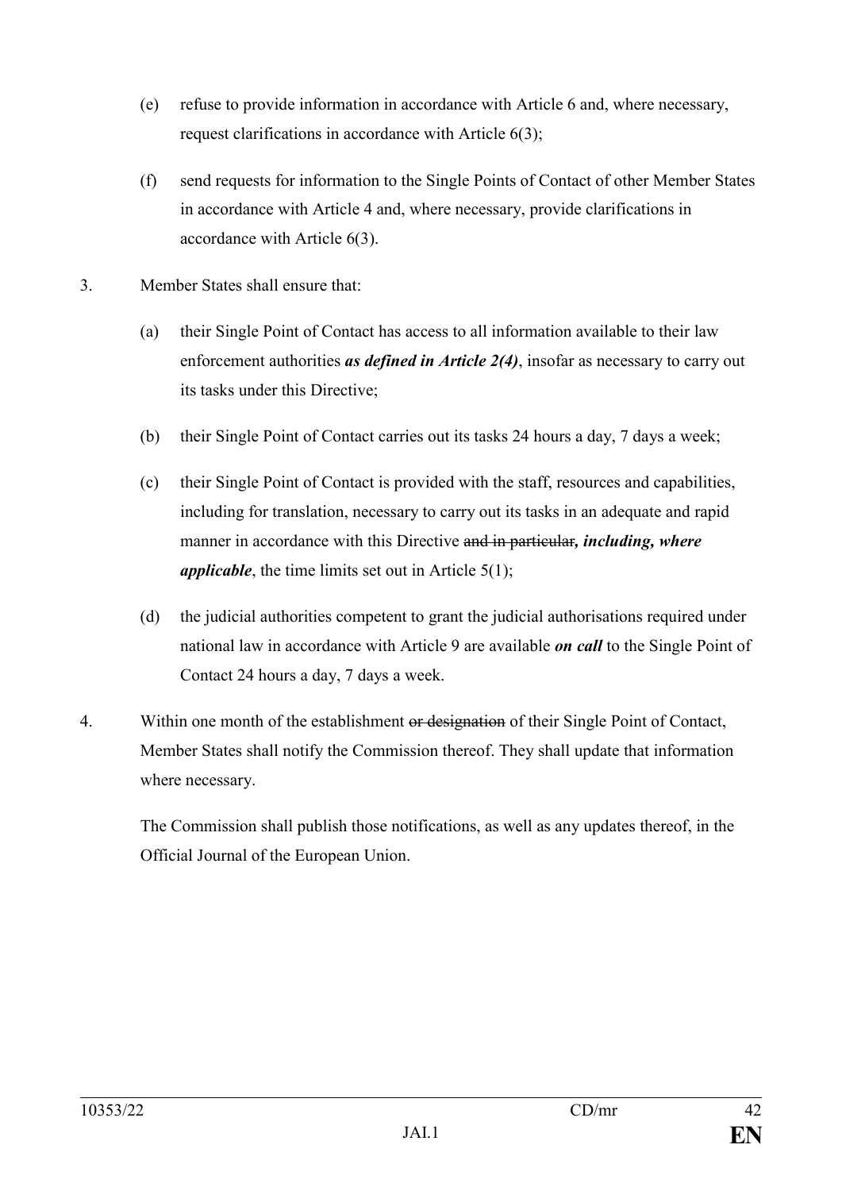(e) refuse to provide information in accordance with Article 6 and, where necessary, request clarifications in accordance with Article 6(3);

(f) send requests for information to the Single Points of Contact of other Member States in accordance with Article 4 and, where necessary, provide clarifications in accordance with Article 6(3).

3. Member States shall ensure that:

(a) their Single Point of Contact has access to all information available to their law enforcement authorities ***as defined in Article 2(4)***, insofar as necessary to carry out its tasks under this Directive;

(b) their Single Point of Contact carries out its tasks 24 hours a day, 7 days a week;

(c) their Single Point of Contact is provided with the staff, resources and capabilities, including for translation, necessary to carry out its tasks in an adequate and rapid manner in accordance with this Directive ~~and in particular~~***, including, where applicable***, the time limits set out in Article 5(1);

(d) the judicial authorities competent to grant the judicial authorisations required under national law in accordance with Article 9 are available ***on call*** to the Single Point of Contact 24 hours a day, 7 days a week.

4. Within one month of the establishment ~~or designation~~ of their Single Point of Contact, Member States shall notify the Commission thereof. They shall update that information where necessary.

The Commission shall publish those notifications, as well as any updates thereof, in the Official Journal of the European Union.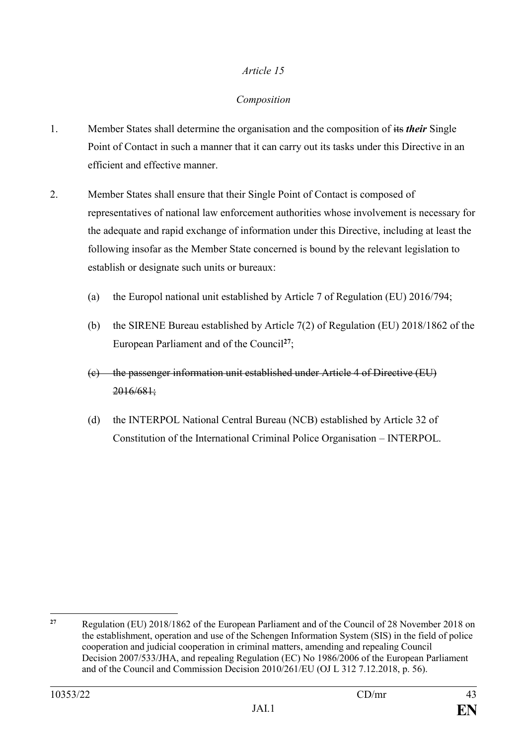*Article 15*

*Composition*

1. Member States shall determine the organisation and the composition of ~~its~~ ***their*** Single Point of Contact in such a manner that it can carry out its tasks under this Directive in an efficient and effective manner.

2. Member States shall ensure that their Single Point of Contact is composed of representatives of national law enforcement authorities whose involvement is necessary for the adequate and rapid exchange of information under this Directive, including at least the following insofar as the Member State concerned is bound by the relevant legislation to establish or designate such units or bureaux:

   (a) the Europol national unit established by Article 7 of Regulation (EU) 2016/794;

   (b) the SIRENE Bureau established by Article 7(2) of Regulation (EU) 2018/1862 of the European Parliament and of the Council[27];

   ~~(c) the passenger information unit established under Article 4 of Directive (EU) 2016/681;~~

   (d) the INTERPOL National Central Bureau (NCB) established by Article 32 of Constitution of the International Criminal Police Organisation – INTERPOL.

---

[27] Regulation (EU) 2018/1862 of the European Parliament and of the Council of 28 November 2018 on the establishment, operation and use of the Schengen Information System (SIS) in the field of police cooperation and judicial cooperation in criminal matters, amending and repealing Council Decision 2007/533/JHA, and repealing Regulation (EC) No 1986/2006 of the European Parliament and of the Council and Commission Decision 2010/261/EU (OJ L 312 7.12.2018, p. 56).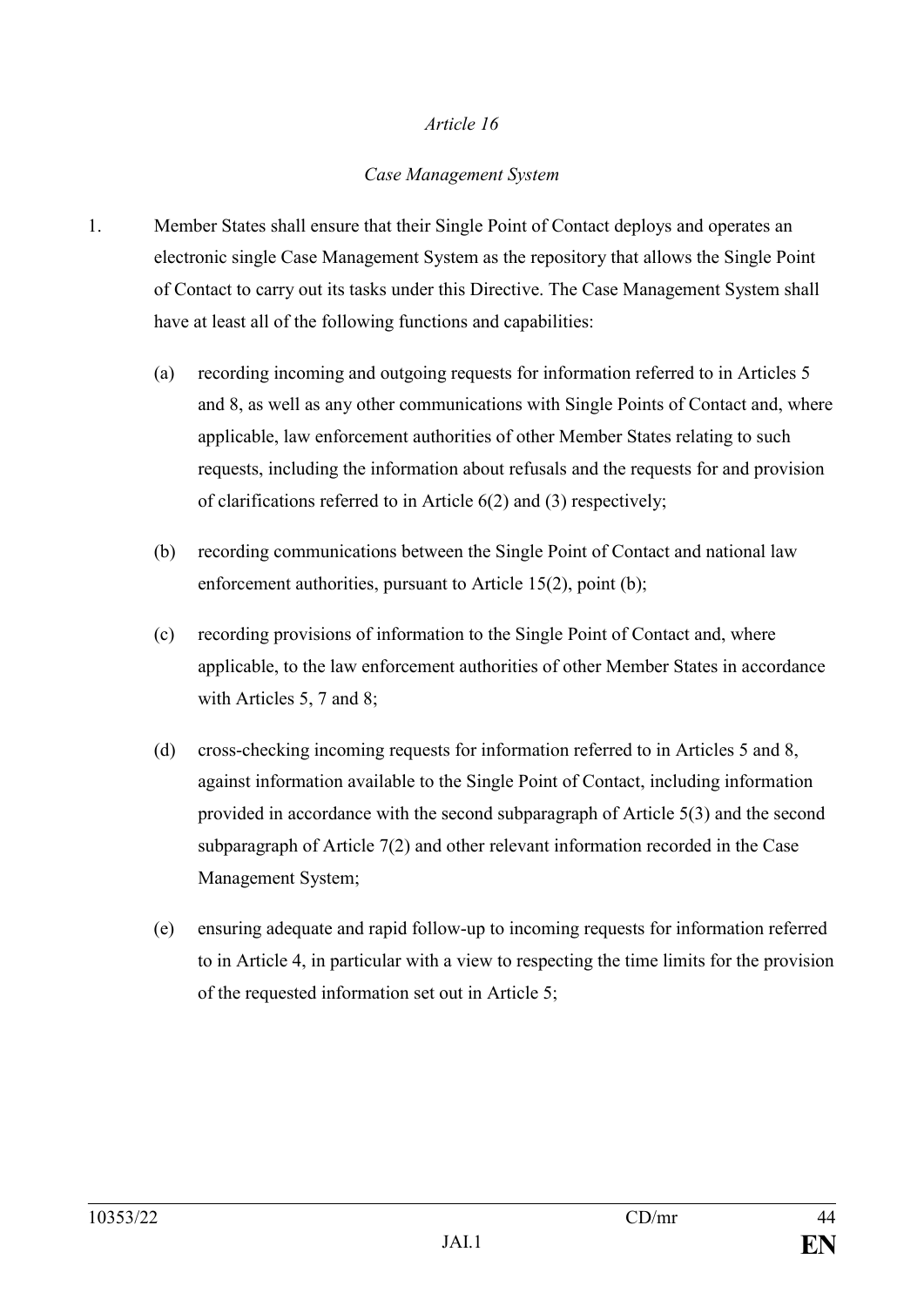*Article 16*

*Case Management System*

1. Member States shall ensure that their Single Point of Contact deploys and operates an electronic single Case Management System as the repository that allows the Single Point of Contact to carry out its tasks under this Directive. The Case Management System shall have at least all of the following functions and capabilities:

   (a) recording incoming and outgoing requests for information referred to in Articles 5 and 8, as well as any other communications with Single Points of Contact and, where applicable, law enforcement authorities of other Member States relating to such requests, including the information about refusals and the requests for and provision of clarifications referred to in Article 6(2) and (3) respectively;

   (b) recording communications between the Single Point of Contact and national law enforcement authorities, pursuant to Article 15(2), point (b);

   (c) recording provisions of information to the Single Point of Contact and, where applicable, to the law enforcement authorities of other Member States in accordance with Articles 5, 7 and 8;

   (d) cross-checking incoming requests for information referred to in Articles 5 and 8, against information available to the Single Point of Contact, including information provided in accordance with the second subparagraph of Article 5(3) and the second subparagraph of Article 7(2) and other relevant information recorded in the Case Management System;

   (e) ensuring adequate and rapid follow-up to incoming requests for information referred to in Article 4, in particular with a view to respecting the time limits for the provision of the requested information set out in Article 5;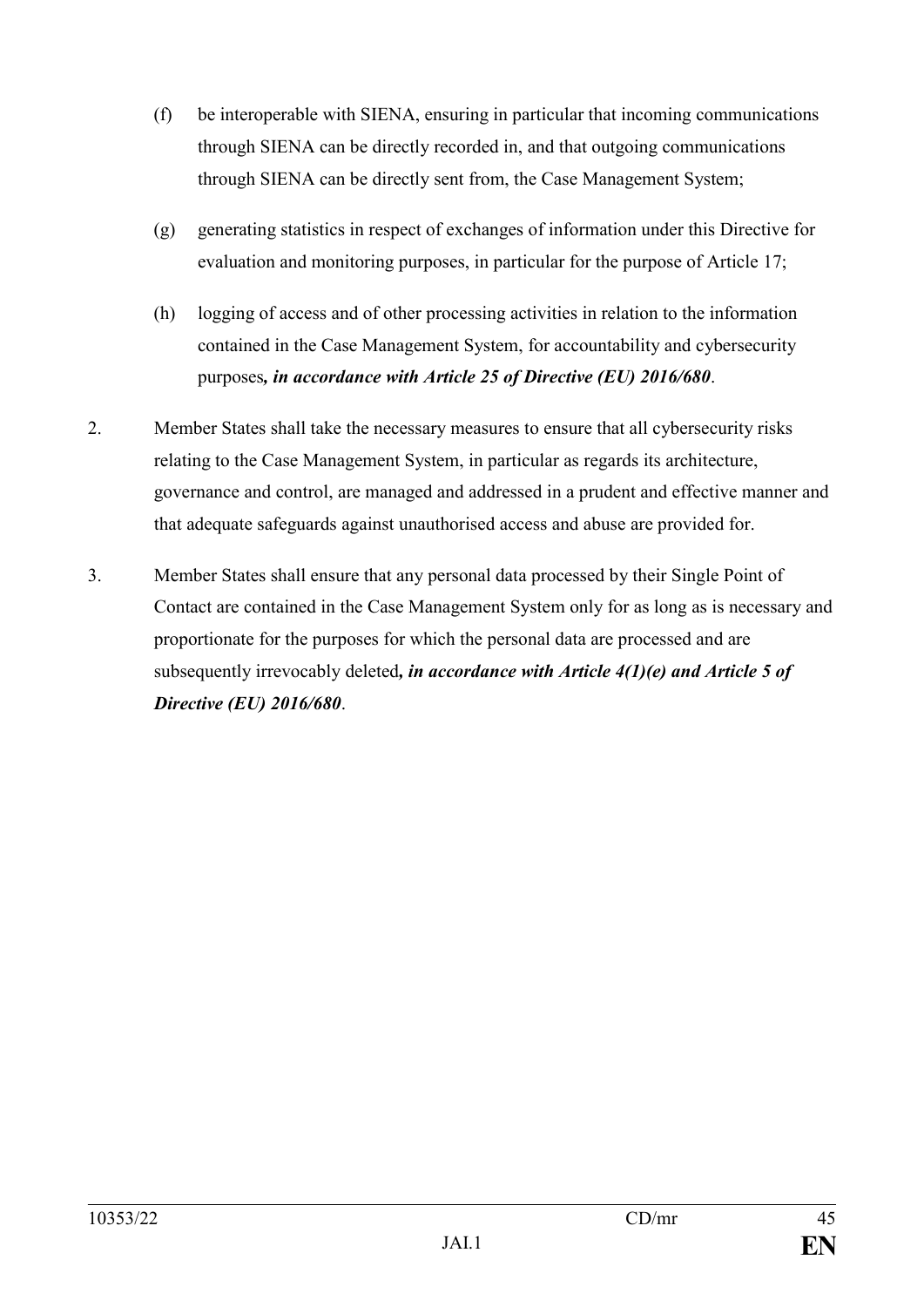(f) be interoperable with SIENA, ensuring in particular that incoming communications through SIENA can be directly recorded in, and that outgoing communications through SIENA can be directly sent from, the Case Management System;

(g) generating statistics in respect of exchanges of information under this Directive for evaluation and monitoring purposes, in particular for the purpose of Article 17;

(h) logging of access and of other processing activities in relation to the information contained in the Case Management System, for accountability and cybersecurity purposes***, in accordance with Article 25 of Directive (EU) 2016/680***.

2. Member States shall take the necessary measures to ensure that all cybersecurity risks relating to the Case Management System, in particular as regards its architecture, governance and control, are managed and addressed in a prudent and effective manner and that adequate safeguards against unauthorised access and abuse are provided for.

3. Member States shall ensure that any personal data processed by their Single Point of Contact are contained in the Case Management System only for as long as is necessary and proportionate for the purposes for which the personal data are processed and are subsequently irrevocably deleted***, in accordance with Article 4(1)(e) and Article 5 of Directive (EU) 2016/680***.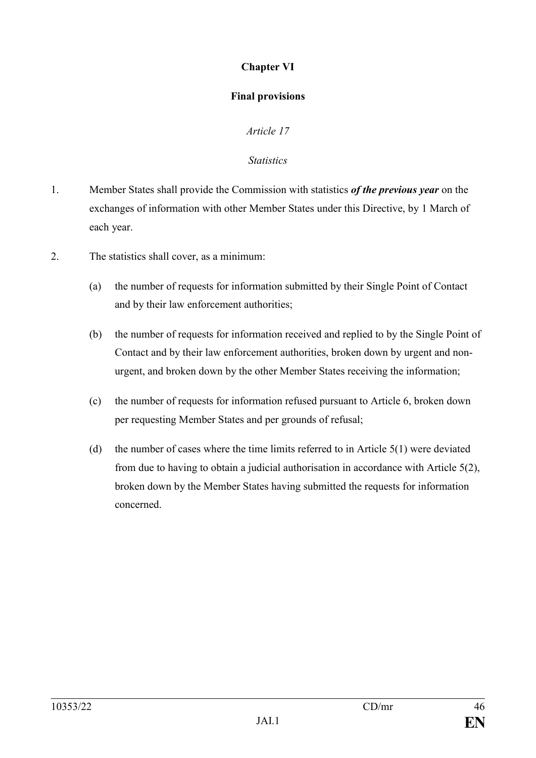## Chapter VI

## Final provisions

### *Article 17*

### *Statistics*

1. Member States shall provide the Commission with statistics ***of the previous year*** on the exchanges of information with other Member States under this Directive, by 1 March of each year.

2. The statistics shall cover, as a minimum:

   (a) the number of requests for information submitted by their Single Point of Contact and by their law enforcement authorities;

   (b) the number of requests for information received and replied to by the Single Point of Contact and by their law enforcement authorities, broken down by urgent and non-urgent, and broken down by the other Member States receiving the information;

   (c) the number of requests for information refused pursuant to Article 6, broken down per requesting Member States and per grounds of refusal;

   (d) the number of cases where the time limits referred to in Article 5(1) were deviated from due to having to obtain a judicial authorisation in accordance with Article 5(2), broken down by the Member States having submitted the requests for information concerned.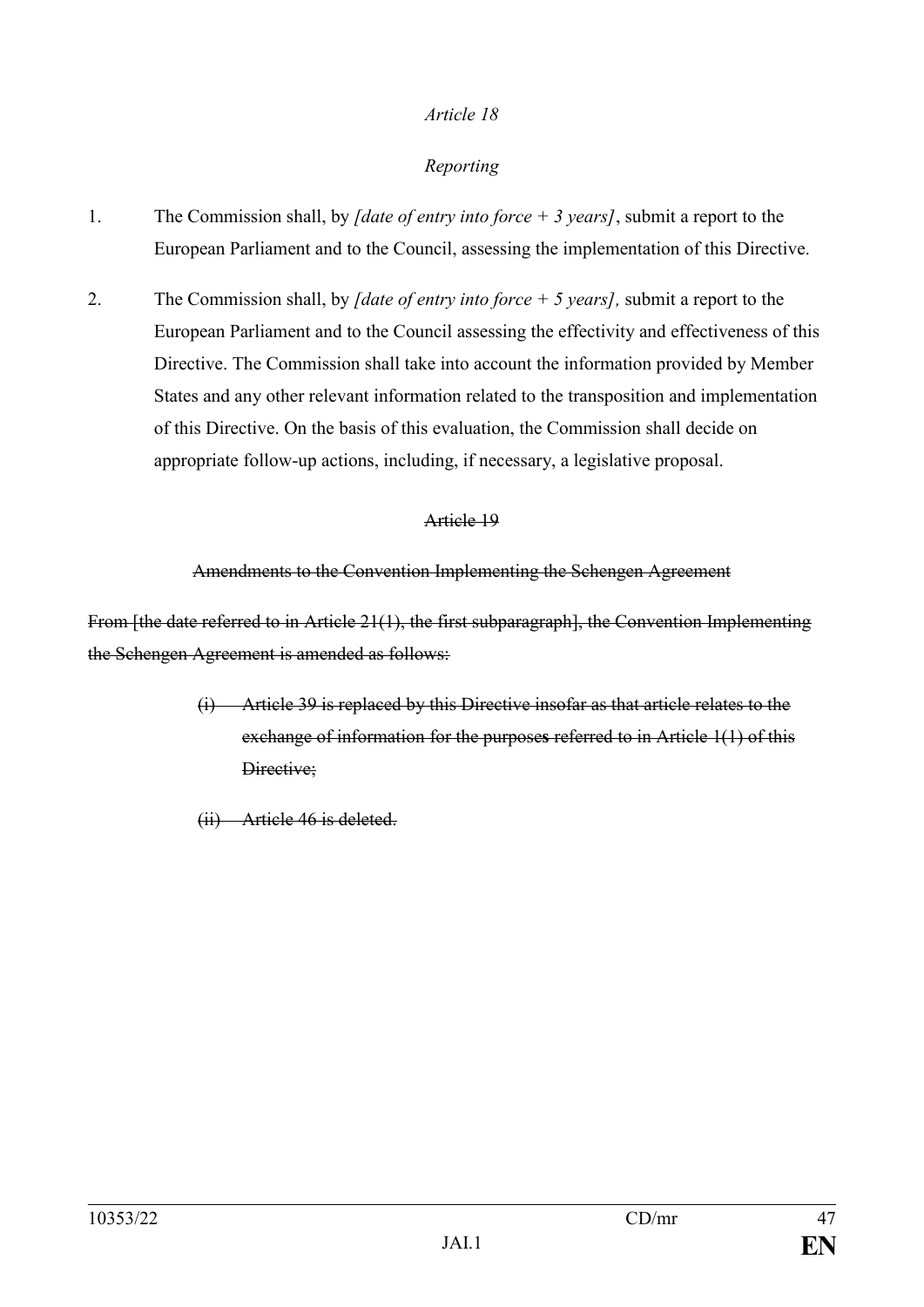*Article 18*

*Reporting*

1. The Commission shall, by *[date of entry into force + 3 years]*, submit a report to the European Parliament and to the Council, assessing the implementation of this Directive.

2. The Commission shall, by *[date of entry into force + 5 years],* submit a report to the European Parliament and to the Council assessing the effectivity and effectiveness of this Directive. The Commission shall take into account the information provided by Member States and any other relevant information related to the transposition and implementation of this Directive. On the basis of this evaluation, the Commission shall decide on appropriate follow-up actions, including, if necessary, a legislative proposal.

~~Article 19~~

~~Amendments to the Convention Implementing the Schengen Agreement~~

~~From [the date referred to in Article 21(1), the first subparagraph], the Convention Implementing the Schengen Agreement is amended as follows:~~

~~(i) Article 39 is replaced by this Directive insofar as that article relates to the exchange of information for the purposes referred to in Article 1(1) of this Directive;~~

~~(ii) Article 46 is deleted.~~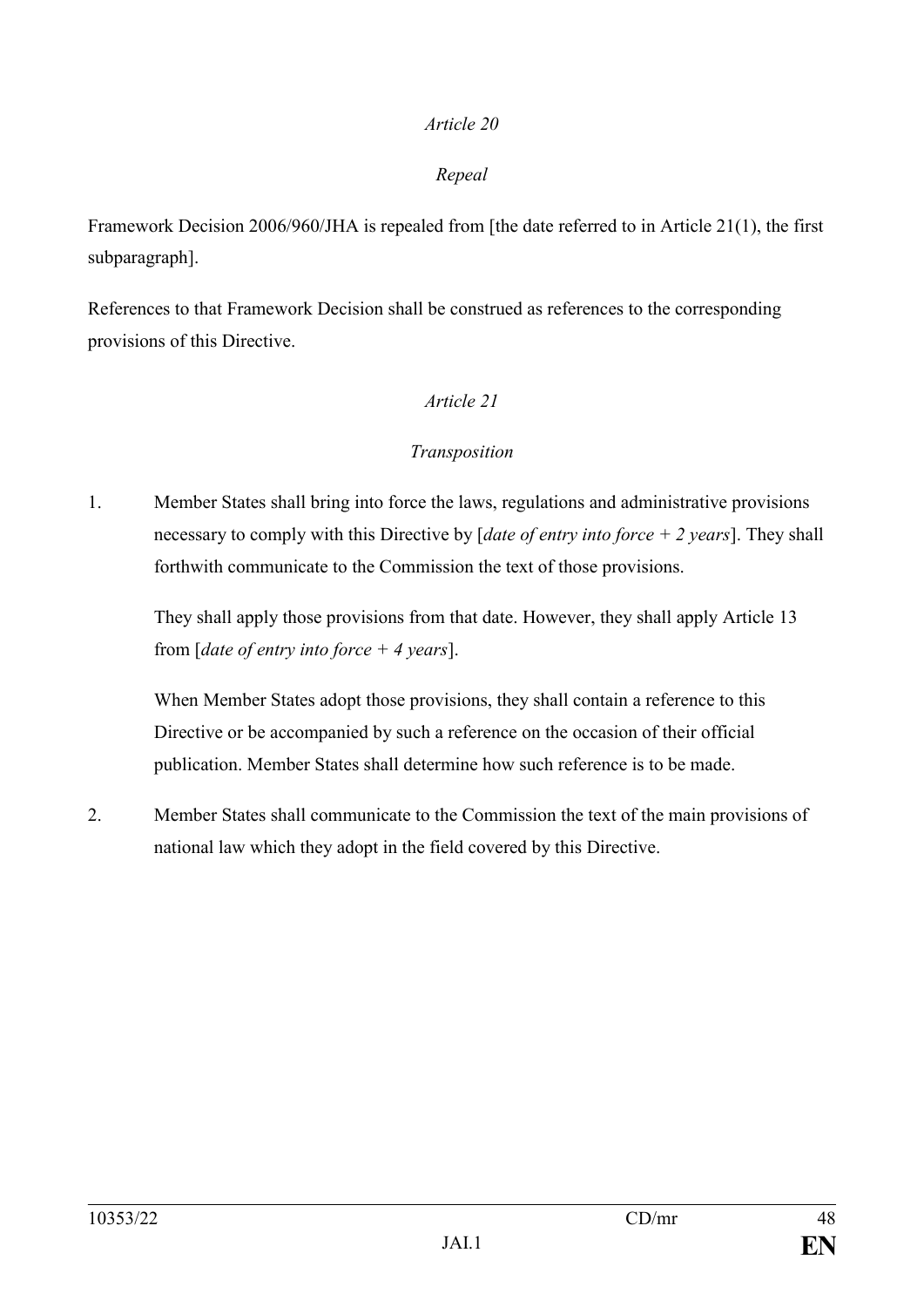*Article 20*

*Repeal*

Framework Decision 2006/960/JHA is repealed from [the date referred to in Article 21(1), the first subparagraph].

References to that Framework Decision shall be construed as references to the corresponding provisions of this Directive.

*Article 21*

*Transposition*

1. Member States shall bring into force the laws, regulations and administrative provisions necessary to comply with this Directive by [*date of entry into force + 2 years*]. They shall forthwith communicate to the Commission the text of those provisions.

   They shall apply those provisions from that date. However, they shall apply Article 13 from [*date of entry into force + 4 years*].

   When Member States adopt those provisions, they shall contain a reference to this Directive or be accompanied by such a reference on the occasion of their official publication. Member States shall determine how such reference is to be made.

2. Member States shall communicate to the Commission the text of the main provisions of national law which they adopt in the field covered by this Directive.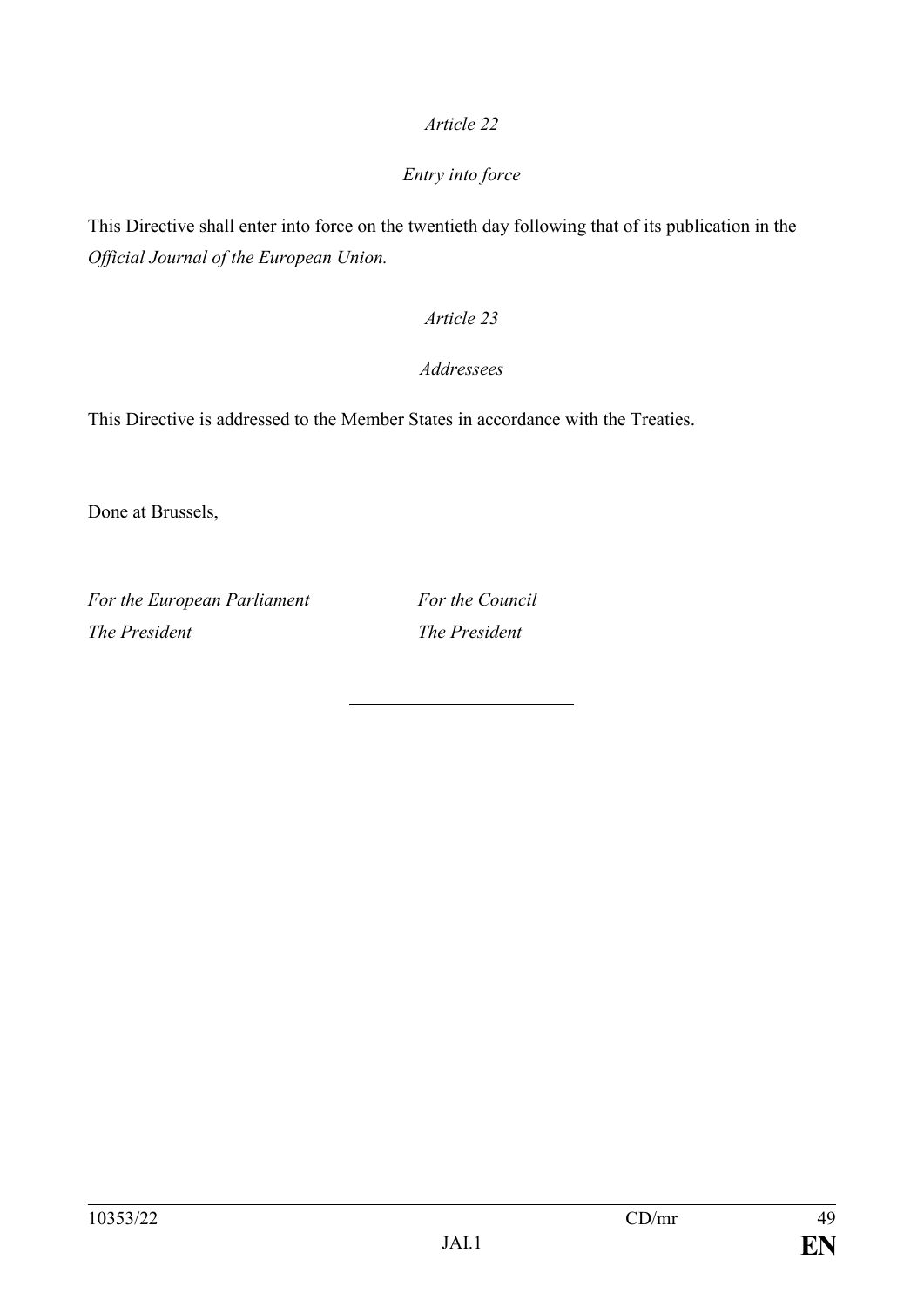*Article 22*

*Entry into force*

This Directive shall enter into force on the twentieth day following that of its publication in the *Official Journal of the European Union.*

*Article 23*

*Addressees*

This Directive is addressed to the Member States in accordance with the Treaties.

Done at Brussels,

| | |
|---|---|
| *For the European Parliament* | *For the Council* |
| *The President* | *The President* |